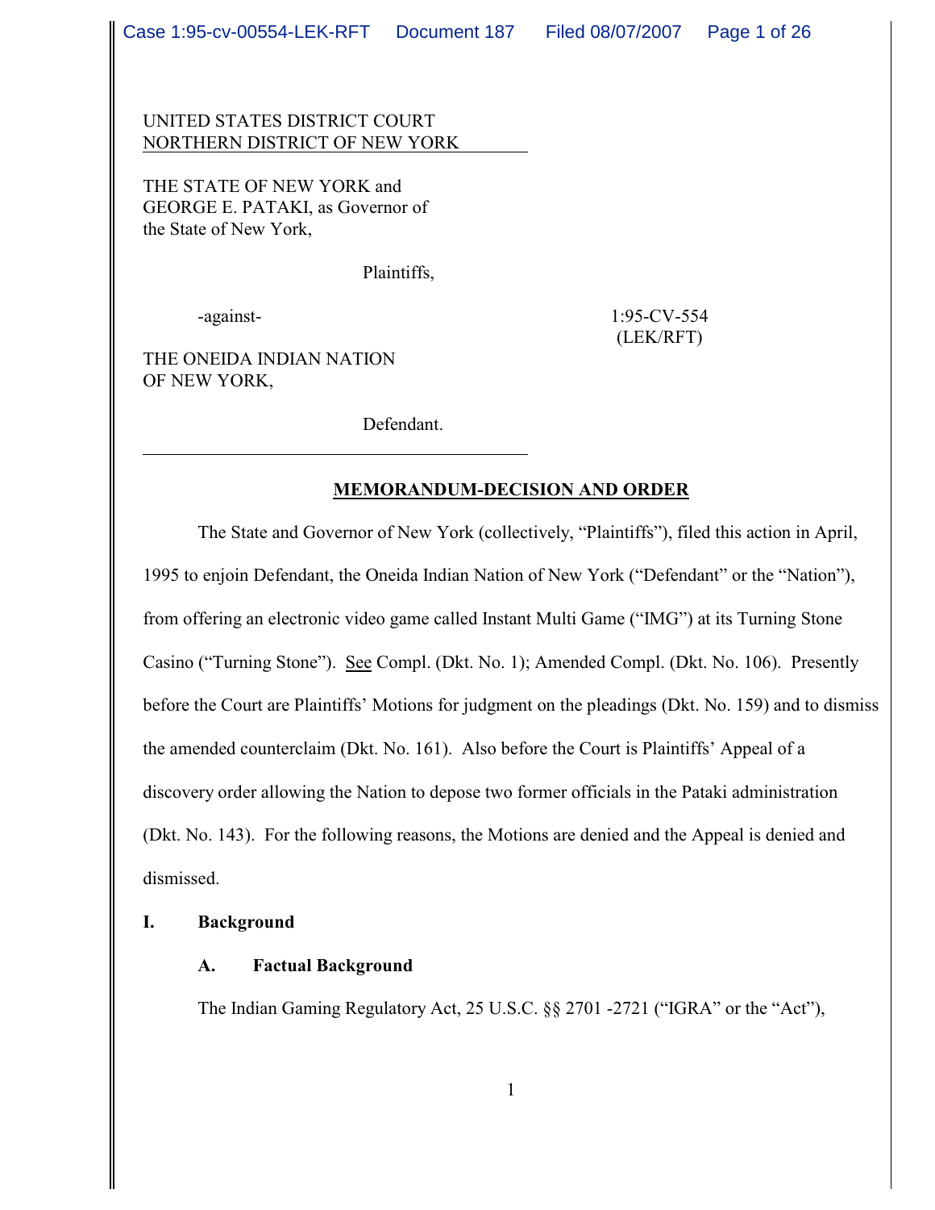UNITED STATES DISTRICT COURT
NORTHERN DISTRICT OF NEW YORK

THE STATE OF NEW YORK and
GEORGE E. PATAKI, as Governor of
the State of New York,

Plaintiffs,

-against-

1:95-CV-554
(LEK/RFT)

THE ONEIDA INDIAN NATION
OF NEW YORK,

Defendant.

**MEMORANDUM-DECISION AND ORDER**

The State and Governor of New York (collectively, "Plaintiffs"), filed this action in April, 1995 to enjoin Defendant, the Oneida Indian Nation of New York ("Defendant" or the "Nation"), from offering an electronic video game called Instant Multi Game ("IMG") at its Turning Stone Casino ("Turning Stone"). See Compl. (Dkt. No. 1); Amended Compl. (Dkt. No. 106). Presently before the Court are Plaintiffs' Motions for judgment on the pleadings (Dkt. No. 159) and to dismiss the amended counterclaim (Dkt. No. 161). Also before the Court is Plaintiffs' Appeal of a discovery order allowing the Nation to depose two former officials in the Pataki administration (Dkt. No. 143). For the following reasons, the Motions are denied and the Appeal is denied and dismissed.

**I. Background**

**A. Factual Background**

The Indian Gaming Regulatory Act, 25 U.S.C. §§ 2701 -2721 ("IGRA" or the "Act"),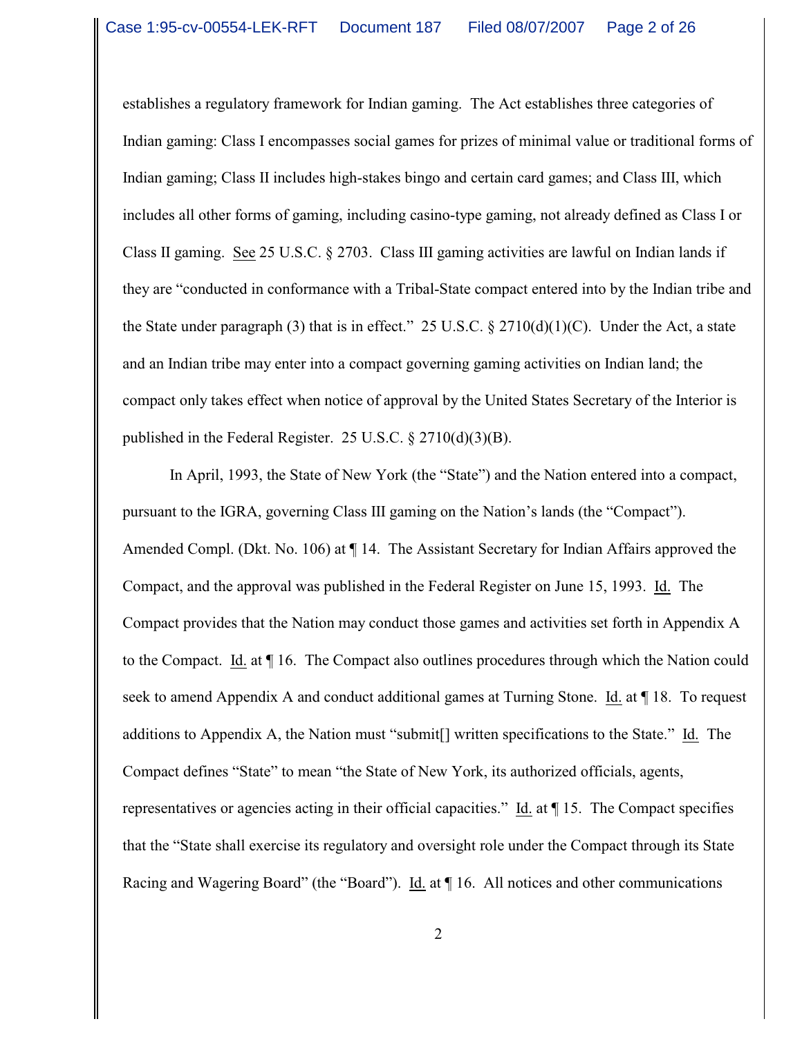establishes a regulatory framework for Indian gaming. The Act establishes three categories of Indian gaming: Class I encompasses social games for prizes of minimal value or traditional forms of Indian gaming; Class II includes high-stakes bingo and certain card games; and Class III, which includes all other forms of gaming, including casino-type gaming, not already defined as Class I or Class II gaming. See 25 U.S.C. § 2703. Class III gaming activities are lawful on Indian lands if they are "conducted in conformance with a Tribal-State compact entered into by the Indian tribe and the State under paragraph (3) that is in effect." 25 U.S.C. § 2710(d)(1)(C). Under the Act, a state and an Indian tribe may enter into a compact governing gaming activities on Indian land; the compact only takes effect when notice of approval by the United States Secretary of the Interior is published in the Federal Register. 25 U.S.C. § 2710(d)(3)(B).

In April, 1993, the State of New York (the "State") and the Nation entered into a compact, pursuant to the IGRA, governing Class III gaming on the Nation's lands (the "Compact"). Amended Compl. (Dkt. No. 106) at ¶ 14. The Assistant Secretary for Indian Affairs approved the Compact, and the approval was published in the Federal Register on June 15, 1993. Id. The Compact provides that the Nation may conduct those games and activities set forth in Appendix A to the Compact. Id. at ¶ 16. The Compact also outlines procedures through which the Nation could seek to amend Appendix A and conduct additional games at Turning Stone. Id. at ¶ 18. To request additions to Appendix A, the Nation must "submit[] written specifications to the State." Id. The Compact defines "State" to mean "the State of New York, its authorized officials, agents, representatives or agencies acting in their official capacities." Id. at ¶ 15. The Compact specifies that the "State shall exercise its regulatory and oversight role under the Compact through its State Racing and Wagering Board" (the "Board"). Id. at ¶ 16. All notices and other communications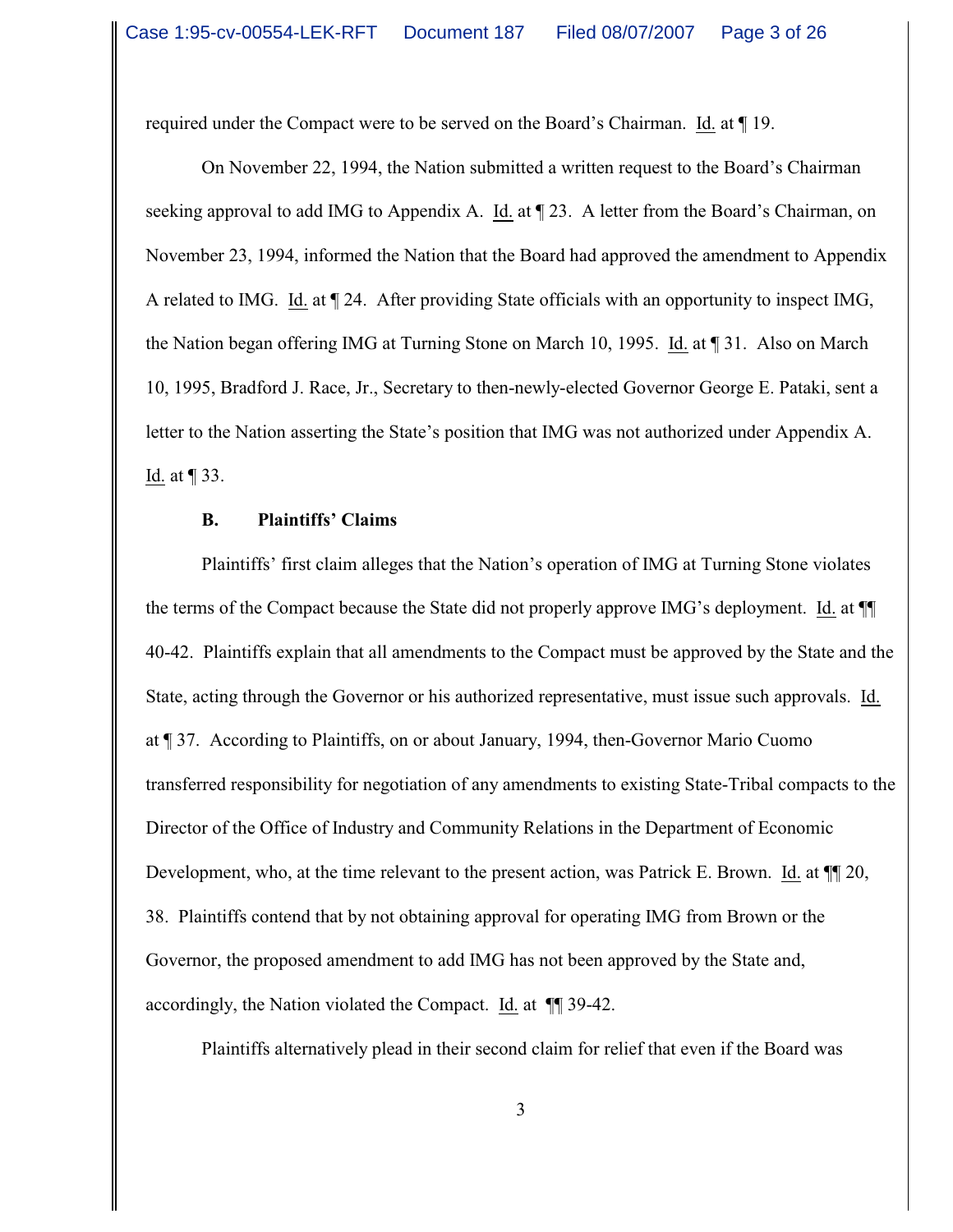required under the Compact were to be served on the Board's Chairman. Id. at ¶ 19.

On November 22, 1994, the Nation submitted a written request to the Board's Chairman seeking approval to add IMG to Appendix A. Id. at ¶ 23. A letter from the Board's Chairman, on November 23, 1994, informed the Nation that the Board had approved the amendment to Appendix A related to IMG. Id. at ¶ 24. After providing State officials with an opportunity to inspect IMG, the Nation began offering IMG at Turning Stone on March 10, 1995. Id. at ¶ 31. Also on March 10, 1995, Bradford J. Race, Jr., Secretary to then-newly-elected Governor George E. Pataki, sent a letter to the Nation asserting the State's position that IMG was not authorized under Appendix A. Id. at ¶ 33.

**B. Plaintiffs' Claims**

Plaintiffs' first claim alleges that the Nation's operation of IMG at Turning Stone violates the terms of the Compact because the State did not properly approve IMG's deployment. Id. at ¶¶ 40-42. Plaintiffs explain that all amendments to the Compact must be approved by the State and the State, acting through the Governor or his authorized representative, must issue such approvals. Id. at ¶ 37. According to Plaintiffs, on or about January, 1994, then-Governor Mario Cuomo transferred responsibility for negotiation of any amendments to existing State-Tribal compacts to the Director of the Office of Industry and Community Relations in the Department of Economic Development, who, at the time relevant to the present action, was Patrick E. Brown. Id. at ¶¶ 20, 38. Plaintiffs contend that by not obtaining approval for operating IMG from Brown or the Governor, the proposed amendment to add IMG has not been approved by the State and, accordingly, the Nation violated the Compact. Id. at ¶¶ 39-42.

Plaintiffs alternatively plead in their second claim for relief that even if the Board was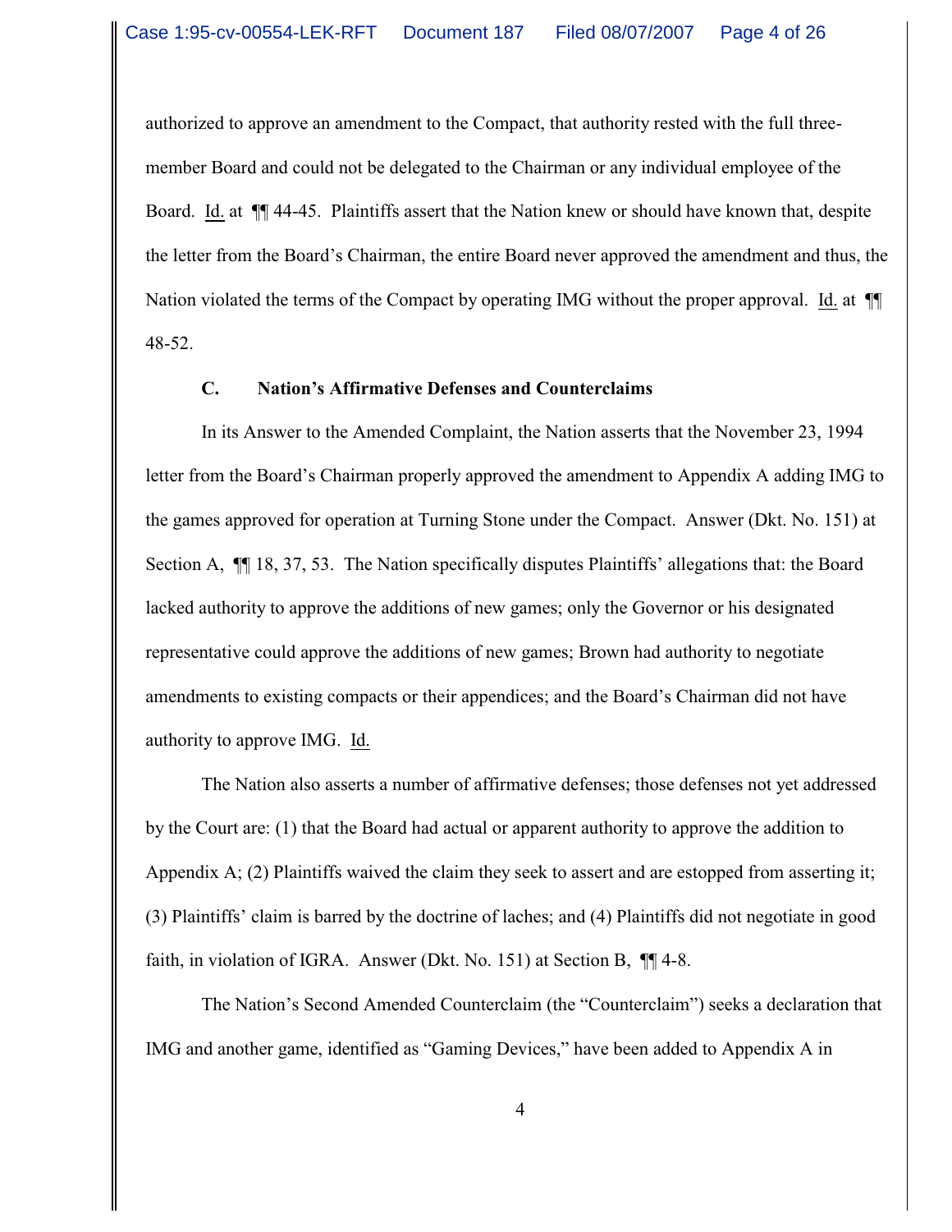authorized to approve an amendment to the Compact, that authority rested with the full three-member Board and could not be delegated to the Chairman or any individual employee of the Board. Id. at ¶¶ 44-45. Plaintiffs assert that the Nation knew or should have known that, despite the letter from the Board's Chairman, the entire Board never approved the amendment and thus, the Nation violated the terms of the Compact by operating IMG without the proper approval. Id. at ¶¶ 48-52.

### C. Nation's Affirmative Defenses and Counterclaims

In its Answer to the Amended Complaint, the Nation asserts that the November 23, 1994 letter from the Board's Chairman properly approved the amendment to Appendix A adding IMG to the games approved for operation at Turning Stone under the Compact. Answer (Dkt. No. 151) at Section A, ¶¶ 18, 37, 53. The Nation specifically disputes Plaintiffs' allegations that: the Board lacked authority to approve the additions of new games; only the Governor or his designated representative could approve the additions of new games; Brown had authority to negotiate amendments to existing compacts or their appendices; and the Board's Chairman did not have authority to approve IMG. Id.

The Nation also asserts a number of affirmative defenses; those defenses not yet addressed by the Court are: (1) that the Board had actual or apparent authority to approve the addition to Appendix A; (2) Plaintiffs waived the claim they seek to assert and are estopped from asserting it; (3) Plaintiffs' claim is barred by the doctrine of laches; and (4) Plaintiffs did not negotiate in good faith, in violation of IGRA. Answer (Dkt. No. 151) at Section B, ¶¶ 4-8.

The Nation's Second Amended Counterclaim (the "Counterclaim") seeks a declaration that IMG and another game, identified as "Gaming Devices," have been added to Appendix A in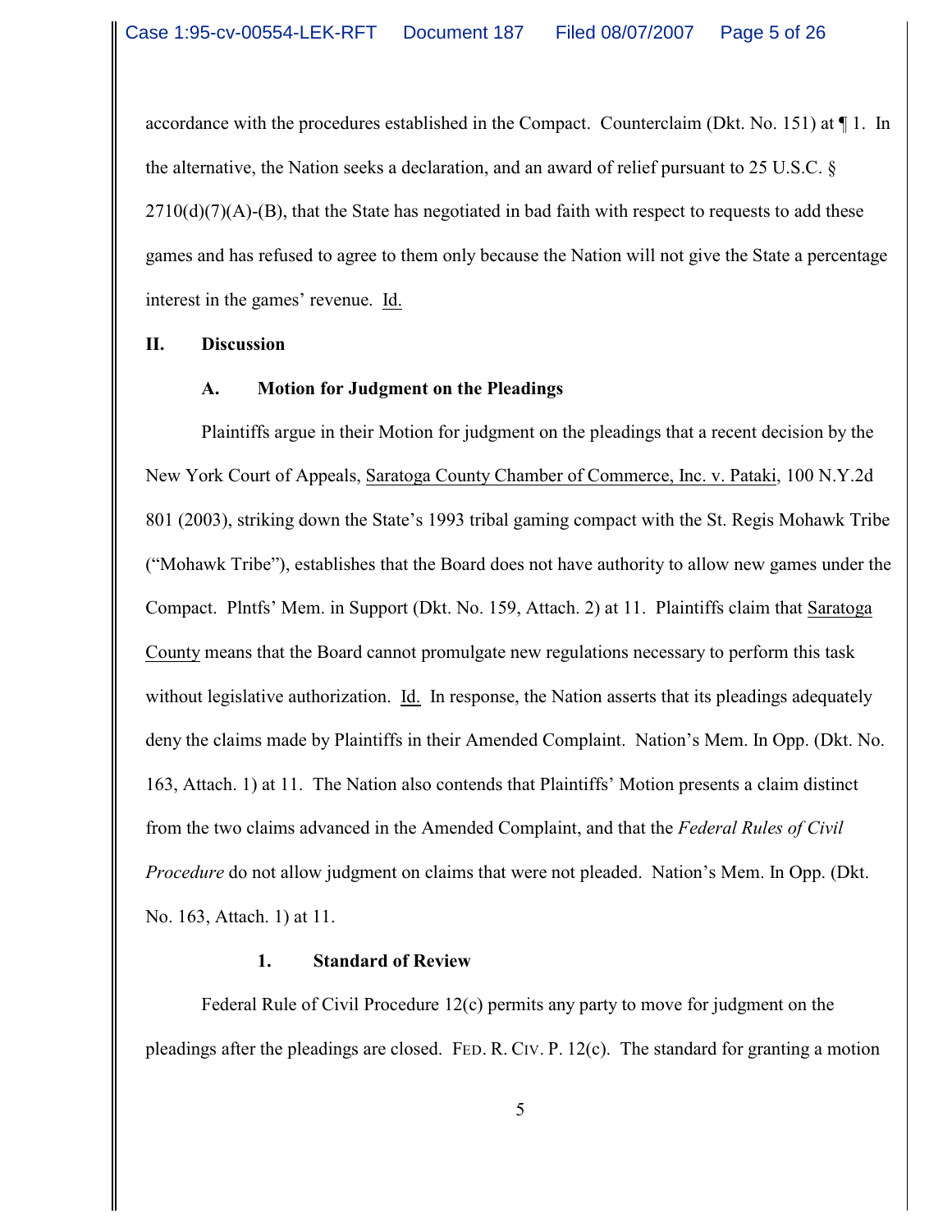accordance with the procedures established in the Compact. Counterclaim (Dkt. No. 151) at ¶ 1. In the alternative, the Nation seeks a declaration, and an award of relief pursuant to 25 U.S.C. § 2710(d)(7)(A)-(B), that the State has negotiated in bad faith with respect to requests to add these games and has refused to agree to them only because the Nation will not give the State a percentage interest in the games' revenue. Id.

## II. Discussion

### A. Motion for Judgment on the Pleadings

Plaintiffs argue in their Motion for judgment on the pleadings that a recent decision by the New York Court of Appeals, Saratoga County Chamber of Commerce, Inc. v. Pataki, 100 N.Y.2d 801 (2003), striking down the State's 1993 tribal gaming compact with the St. Regis Mohawk Tribe ("Mohawk Tribe"), establishes that the Board does not have authority to allow new games under the Compact. Plntfs' Mem. in Support (Dkt. No. 159, Attach. 2) at 11. Plaintiffs claim that Saratoga County means that the Board cannot promulgate new regulations necessary to perform this task without legislative authorization. Id. In response, the Nation asserts that its pleadings adequately deny the claims made by Plaintiffs in their Amended Complaint. Nation's Mem. In Opp. (Dkt. No. 163, Attach. 1) at 11. The Nation also contends that Plaintiffs' Motion presents a claim distinct from the two claims advanced in the Amended Complaint, and that the *Federal Rules of Civil Procedure* do not allow judgment on claims that were not pleaded. Nation's Mem. In Opp. (Dkt. No. 163, Attach. 1) at 11.

#### 1. Standard of Review

Federal Rule of Civil Procedure 12(c) permits any party to move for judgment on the pleadings after the pleadings are closed. FED. R. CIV. P. 12(c). The standard for granting a motion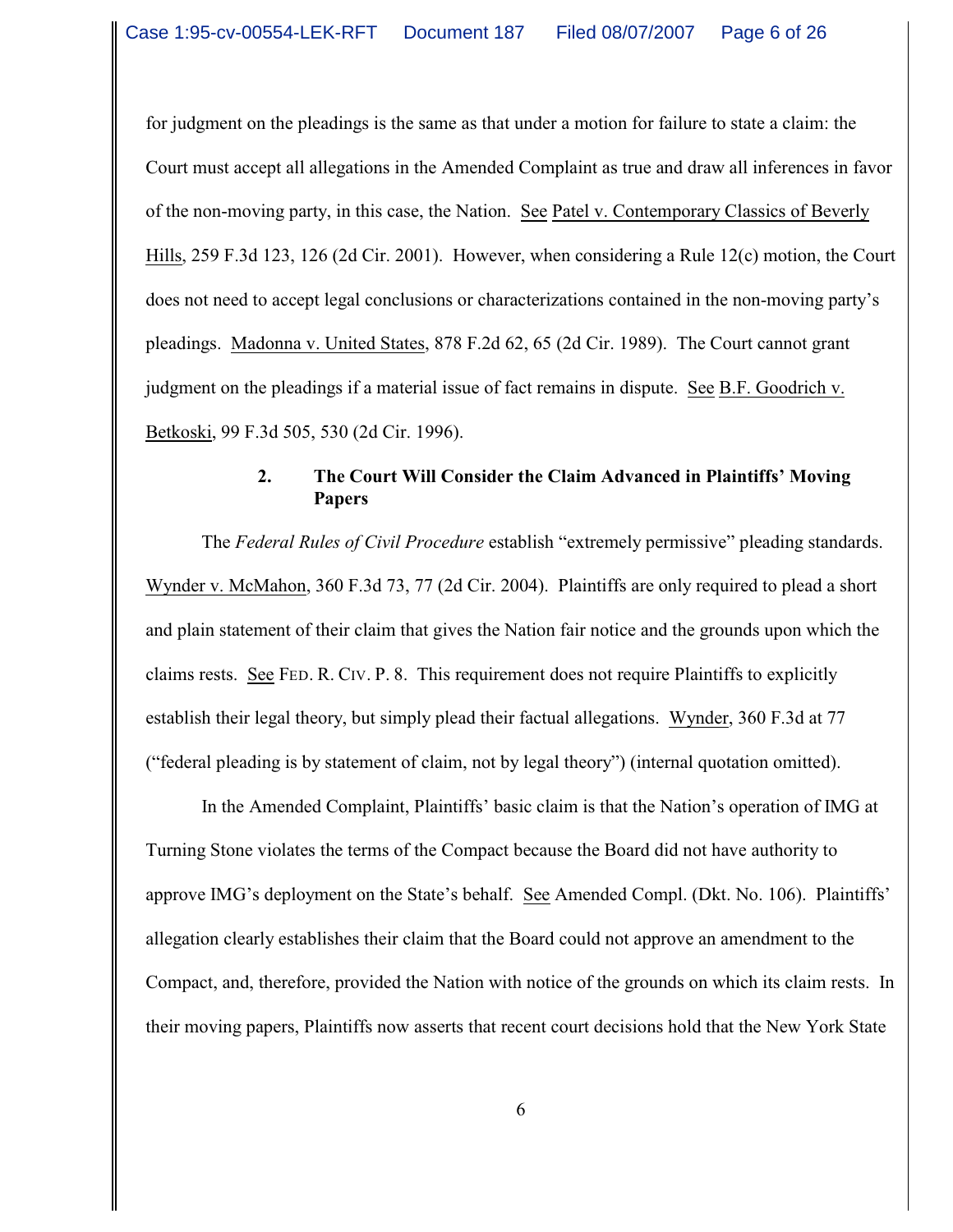for judgment on the pleadings is the same as that under a motion for failure to state a claim: the Court must accept all allegations in the Amended Complaint as true and draw all inferences in favor of the non-moving party, in this case, the Nation. See Patel v. Contemporary Classics of Beverly Hills, 259 F.3d 123, 126 (2d Cir. 2001). However, when considering a Rule 12(c) motion, the Court does not need to accept legal conclusions or characterizations contained in the non-moving party's pleadings. Madonna v. United States, 878 F.2d 62, 65 (2d Cir. 1989). The Court cannot grant judgment on the pleadings if a material issue of fact remains in dispute. See B.F. Goodrich v. Betkoski, 99 F.3d 505, 530 (2d Cir. 1996).

### 2. The Court Will Consider the Claim Advanced in Plaintiffs' Moving Papers

The *Federal Rules of Civil Procedure* establish "extremely permissive" pleading standards. Wynder v. McMahon, 360 F.3d 73, 77 (2d Cir. 2004). Plaintiffs are only required to plead a short and plain statement of their claim that gives the Nation fair notice and the grounds upon which the claims rests. See FED. R. CIV. P. 8. This requirement does not require Plaintiffs to explicitly establish their legal theory, but simply plead their factual allegations. Wynder, 360 F.3d at 77 ("federal pleading is by statement of claim, not by legal theory") (internal quotation omitted).

In the Amended Complaint, Plaintiffs' basic claim is that the Nation's operation of IMG at Turning Stone violates the terms of the Compact because the Board did not have authority to approve IMG's deployment on the State's behalf. See Amended Compl. (Dkt. No. 106). Plaintiffs' allegation clearly establishes their claim that the Board could not approve an amendment to the Compact, and, therefore, provided the Nation with notice of the grounds on which its claim rests. In their moving papers, Plaintiffs now asserts that recent court decisions hold that the New York State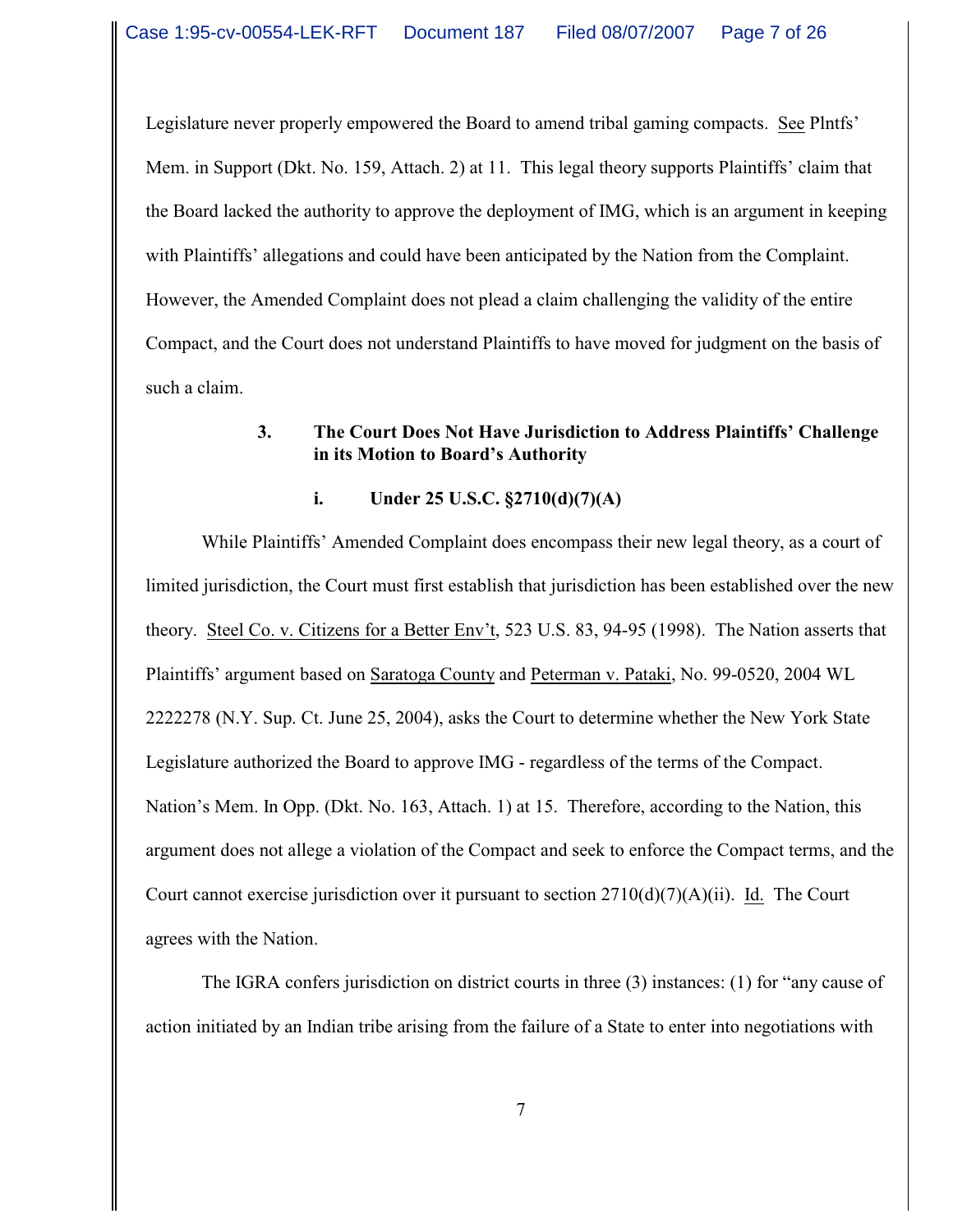Legislature never properly empowered the Board to amend tribal gaming compacts. See Plntfs' Mem. in Support (Dkt. No. 159, Attach. 2) at 11. This legal theory supports Plaintiffs' claim that the Board lacked the authority to approve the deployment of IMG, which is an argument in keeping with Plaintiffs' allegations and could have been anticipated by the Nation from the Complaint. However, the Amended Complaint does not plead a claim challenging the validity of the entire Compact, and the Court does not understand Plaintiffs to have moved for judgment on the basis of such a claim.

### 3. The Court Does Not Have Jurisdiction to Address Plaintiffs' Challenge in its Motion to Board's Authority

#### i. Under 25 U.S.C. §2710(d)(7)(A)

While Plaintiffs' Amended Complaint does encompass their new legal theory, as a court of limited jurisdiction, the Court must first establish that jurisdiction has been established over the new theory. Steel Co. v. Citizens for a Better Env't, 523 U.S. 83, 94-95 (1998). The Nation asserts that Plaintiffs' argument based on Saratoga County and Peterman v. Pataki, No. 99-0520, 2004 WL 2222278 (N.Y. Sup. Ct. June 25, 2004), asks the Court to determine whether the New York State Legislature authorized the Board to approve IMG - regardless of the terms of the Compact. Nation's Mem. In Opp. (Dkt. No. 163, Attach. 1) at 15. Therefore, according to the Nation, this argument does not allege a violation of the Compact and seek to enforce the Compact terms, and the Court cannot exercise jurisdiction over it pursuant to section 2710(d)(7)(A)(ii). Id. The Court agrees with the Nation.

The IGRA confers jurisdiction on district courts in three (3) instances: (1) for "any cause of action initiated by an Indian tribe arising from the failure of a State to enter into negotiations with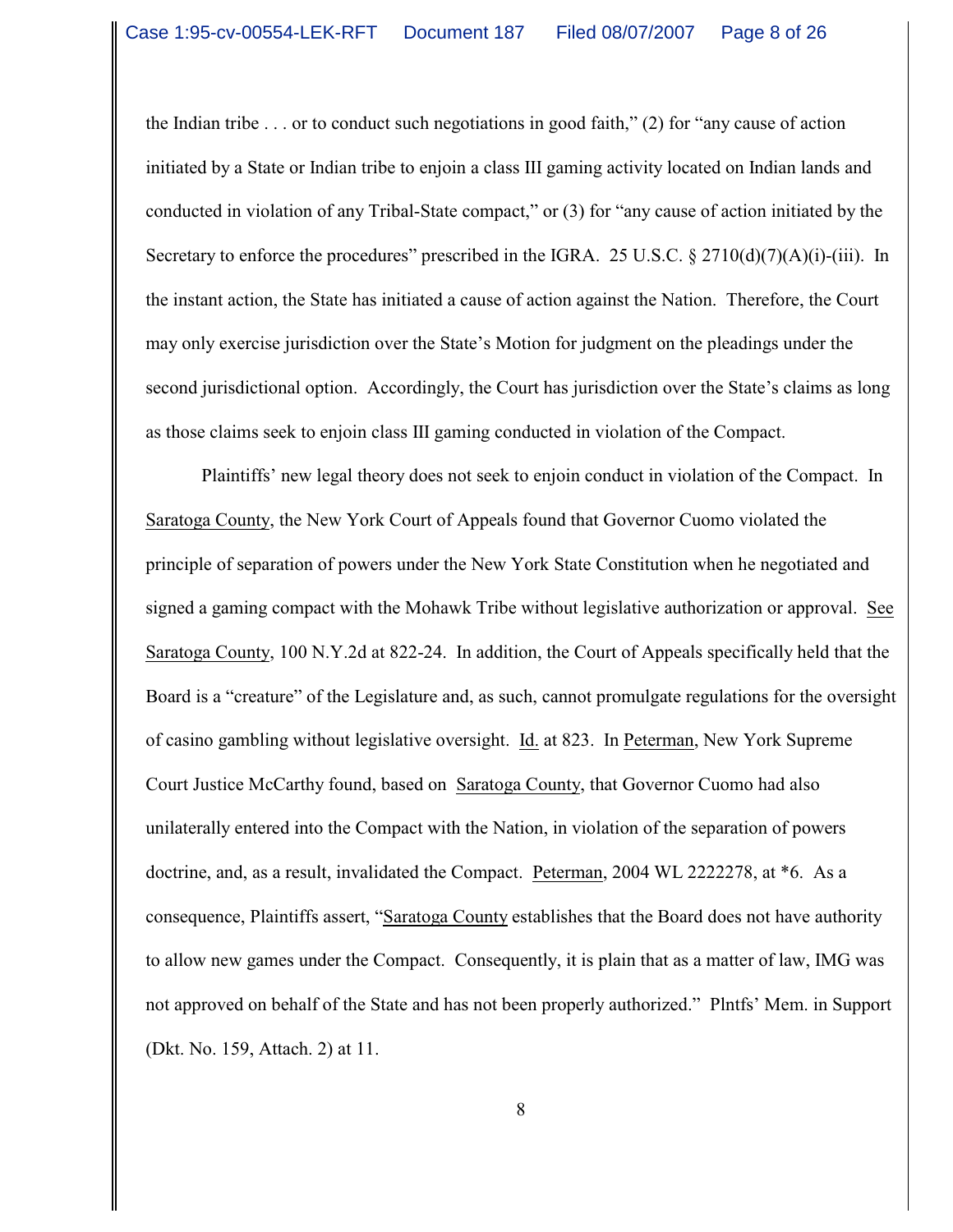the Indian tribe . . . or to conduct such negotiations in good faith," (2) for "any cause of action initiated by a State or Indian tribe to enjoin a class III gaming activity located on Indian lands and conducted in violation of any Tribal-State compact," or (3) for "any cause of action initiated by the Secretary to enforce the procedures" prescribed in the IGRA. 25 U.S.C. § 2710(d)(7)(A)(i)-(iii). In the instant action, the State has initiated a cause of action against the Nation. Therefore, the Court may only exercise jurisdiction over the State's Motion for judgment on the pleadings under the second jurisdictional option. Accordingly, the Court has jurisdiction over the State's claims as long as those claims seek to enjoin class III gaming conducted in violation of the Compact.

Plaintiffs' new legal theory does not seek to enjoin conduct in violation of the Compact. In Saratoga County, the New York Court of Appeals found that Governor Cuomo violated the principle of separation of powers under the New York State Constitution when he negotiated and signed a gaming compact with the Mohawk Tribe without legislative authorization or approval. See Saratoga County, 100 N.Y.2d at 822-24. In addition, the Court of Appeals specifically held that the Board is a "creature" of the Legislature and, as such, cannot promulgate regulations for the oversight of casino gambling without legislative oversight. Id. at 823. In Peterman, New York Supreme Court Justice McCarthy found, based on Saratoga County, that Governor Cuomo had also unilaterally entered into the Compact with the Nation, in violation of the separation of powers doctrine, and, as a result, invalidated the Compact. Peterman, 2004 WL 2222278, at *6. As a consequence, Plaintiffs assert, "Saratoga County establishes that the Board does not have authority to allow new games under the Compact. Consequently, it is plain that as a matter of law, IMG was not approved on behalf of the State and has not been properly authorized." Plntfs' Mem. in Support (Dkt. No. 159, Attach. 2) at 11.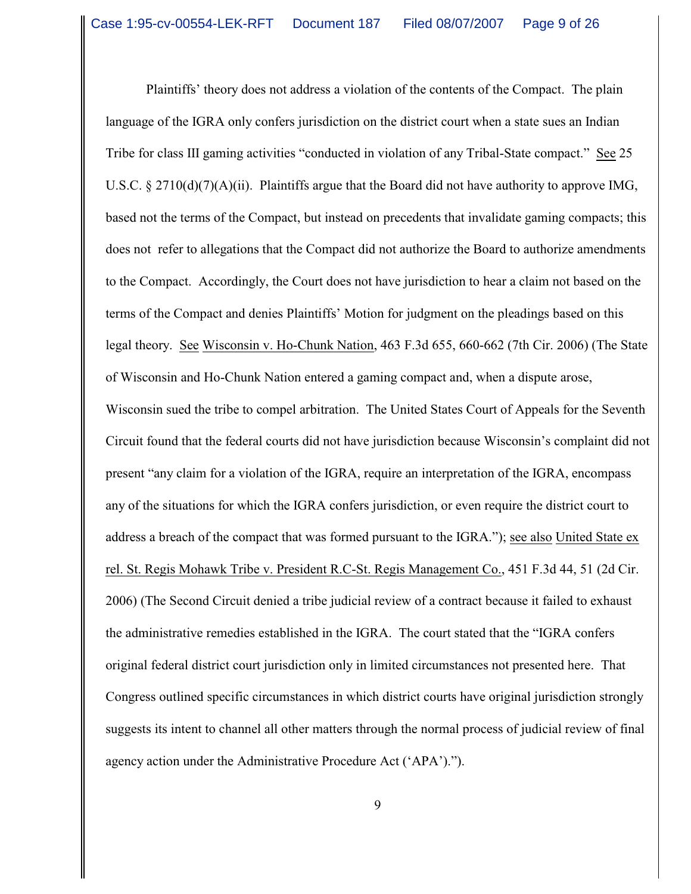Plaintiffs' theory does not address a violation of the contents of the Compact. The plain language of the IGRA only confers jurisdiction on the district court when a state sues an Indian Tribe for class III gaming activities "conducted in violation of any Tribal-State compact." See 25 U.S.C. § 2710(d)(7)(A)(ii). Plaintiffs argue that the Board did not have authority to approve IMG, based not the terms of the Compact, but instead on precedents that invalidate gaming compacts; this does not refer to allegations that the Compact did not authorize the Board to authorize amendments to the Compact. Accordingly, the Court does not have jurisdiction to hear a claim not based on the terms of the Compact and denies Plaintiffs' Motion for judgment on the pleadings based on this legal theory. See Wisconsin v. Ho-Chunk Nation, 463 F.3d 655, 660-662 (7th Cir. 2006) (The State of Wisconsin and Ho-Chunk Nation entered a gaming compact and, when a dispute arose, Wisconsin sued the tribe to compel arbitration. The United States Court of Appeals for the Seventh Circuit found that the federal courts did not have jurisdiction because Wisconsin's complaint did not present "any claim for a violation of the IGRA, require an interpretation of the IGRA, encompass any of the situations for which the IGRA confers jurisdiction, or even require the district court to address a breach of the compact that was formed pursuant to the IGRA."); see also United State ex rel. St. Regis Mohawk Tribe v. President R.C-St. Regis Management Co., 451 F.3d 44, 51 (2d Cir. 2006) (The Second Circuit denied a tribe judicial review of a contract because it failed to exhaust the administrative remedies established in the IGRA. The court stated that the "IGRA confers original federal district court jurisdiction only in limited circumstances not presented here. That Congress outlined specific circumstances in which district courts have original jurisdiction strongly suggests its intent to channel all other matters through the normal process of judicial review of final agency action under the Administrative Procedure Act ('APA').").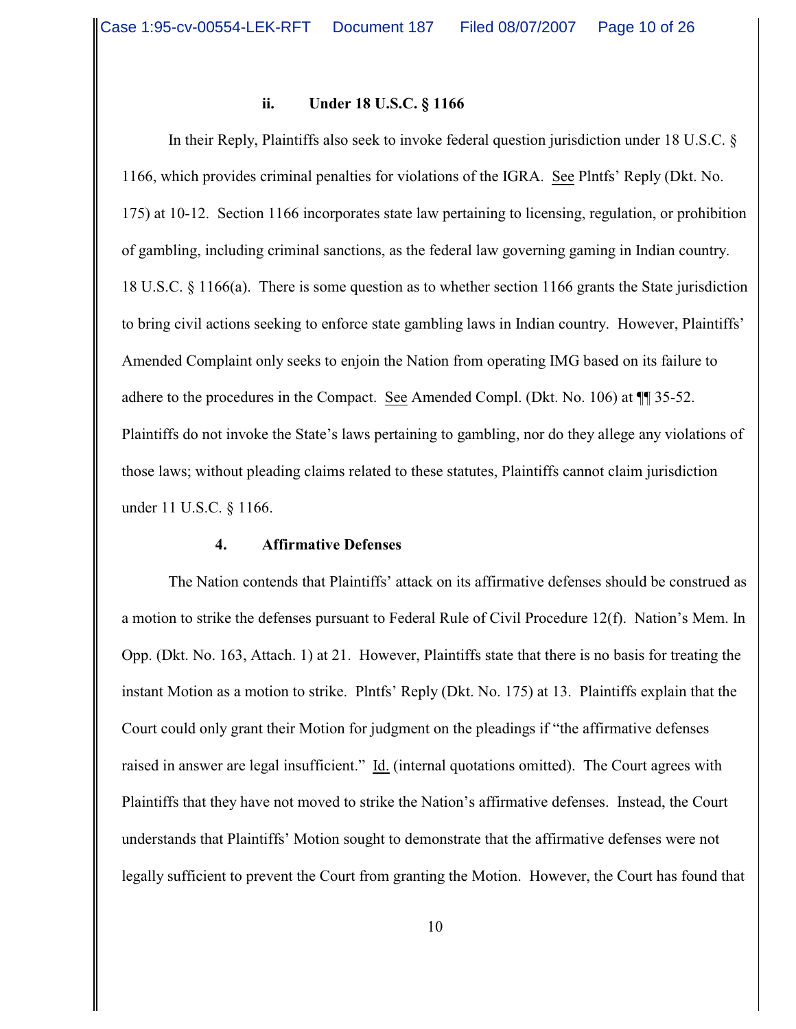### ii. Under 18 U.S.C. § 1166

In their Reply, Plaintiffs also seek to invoke federal question jurisdiction under 18 U.S.C. § 1166, which provides criminal penalties for violations of the IGRA. See Plntfs' Reply (Dkt. No. 175) at 10-12. Section 1166 incorporates state law pertaining to licensing, regulation, or prohibition of gambling, including criminal sanctions, as the federal law governing gaming in Indian country. 18 U.S.C. § 1166(a). There is some question as to whether section 1166 grants the State jurisdiction to bring civil actions seeking to enforce state gambling laws in Indian country. However, Plaintiffs' Amended Complaint only seeks to enjoin the Nation from operating IMG based on its failure to adhere to the procedures in the Compact. See Amended Compl. (Dkt. No. 106) at ¶¶ 35-52. Plaintiffs do not invoke the State's laws pertaining to gambling, nor do they allege any violations of those laws; without pleading claims related to these statutes, Plaintiffs cannot claim jurisdiction under 11 U.S.C. § 1166.

### 4. Affirmative Defenses

The Nation contends that Plaintiffs' attack on its affirmative defenses should be construed as a motion to strike the defenses pursuant to Federal Rule of Civil Procedure 12(f). Nation's Mem. In Opp. (Dkt. No. 163, Attach. 1) at 21. However, Plaintiffs state that there is no basis for treating the instant Motion as a motion to strike. Plntfs' Reply (Dkt. No. 175) at 13. Plaintiffs explain that the Court could only grant their Motion for judgment on the pleadings if "the affirmative defenses raised in answer are legal insufficient." Id. (internal quotations omitted). The Court agrees with Plaintiffs that they have not moved to strike the Nation's affirmative defenses. Instead, the Court understands that Plaintiffs' Motion sought to demonstrate that the affirmative defenses were not legally sufficient to prevent the Court from granting the Motion. However, the Court has found that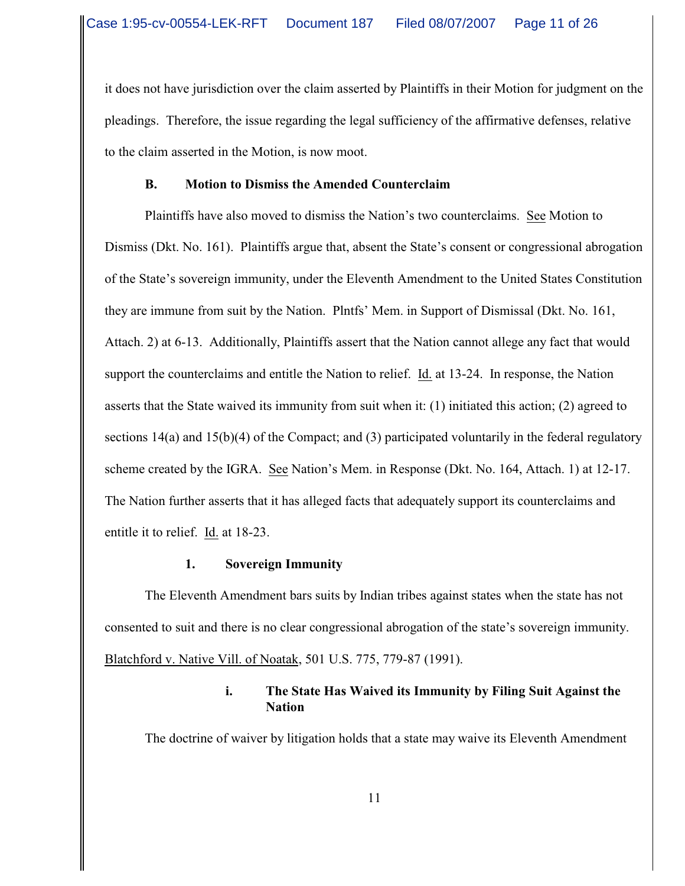it does not have jurisdiction over the claim asserted by Plaintiffs in their Motion for judgment on the pleadings. Therefore, the issue regarding the legal sufficiency of the affirmative defenses, relative to the claim asserted in the Motion, is now moot.

### B. Motion to Dismiss the Amended Counterclaim

Plaintiffs have also moved to dismiss the Nation's two counterclaims. See Motion to Dismiss (Dkt. No. 161). Plaintiffs argue that, absent the State's consent or congressional abrogation of the State's sovereign immunity, under the Eleventh Amendment to the United States Constitution they are immune from suit by the Nation. Plntfs' Mem. in Support of Dismissal (Dkt. No. 161, Attach. 2) at 6-13. Additionally, Plaintiffs assert that the Nation cannot allege any fact that would support the counterclaims and entitle the Nation to relief. Id. at 13-24. In response, the Nation asserts that the State waived its immunity from suit when it: (1) initiated this action; (2) agreed to sections 14(a) and 15(b)(4) of the Compact; and (3) participated voluntarily in the federal regulatory scheme created by the IGRA. See Nation's Mem. in Response (Dkt. No. 164, Attach. 1) at 12-17. The Nation further asserts that it has alleged facts that adequately support its counterclaims and entitle it to relief. Id. at 18-23.

#### 1. Sovereign Immunity

The Eleventh Amendment bars suits by Indian tribes against states when the state has not consented to suit and there is no clear congressional abrogation of the state's sovereign immunity. Blatchford v. Native Vill. of Noatak, 501 U.S. 775, 779-87 (1991).

##### i. The State Has Waived its Immunity by Filing Suit Against the Nation

The doctrine of waiver by litigation holds that a state may waive its Eleventh Amendment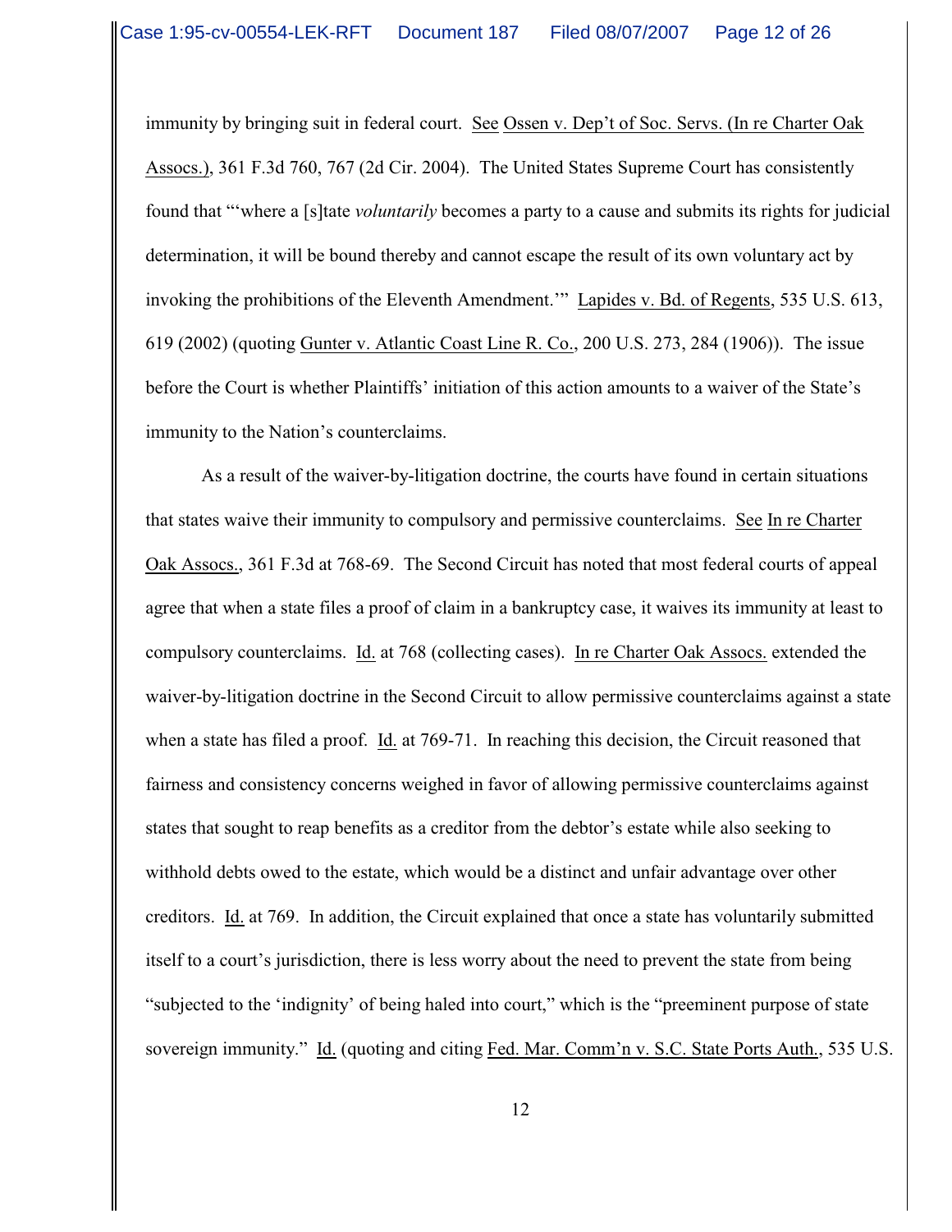immunity by bringing suit in federal court. See Ossen v. Dep't of Soc. Servs. (In re Charter Oak Assocs.), 361 F.3d 760, 767 (2d Cir. 2004). The United States Supreme Court has consistently found that "'where a [s]tate *voluntarily* becomes a party to a cause and submits its rights for judicial determination, it will be bound thereby and cannot escape the result of its own voluntary act by invoking the prohibitions of the Eleventh Amendment.'" Lapides v. Bd. of Regents, 535 U.S. 613, 619 (2002) (quoting Gunter v. Atlantic Coast Line R. Co., 200 U.S. 273, 284 (1906)). The issue before the Court is whether Plaintiffs' initiation of this action amounts to a waiver of the State's immunity to the Nation's counterclaims.

As a result of the waiver-by-litigation doctrine, the courts have found in certain situations that states waive their immunity to compulsory and permissive counterclaims. See In re Charter Oak Assocs., 361 F.3d at 768-69. The Second Circuit has noted that most federal courts of appeal agree that when a state files a proof of claim in a bankruptcy case, it waives its immunity at least to compulsory counterclaims. Id. at 768 (collecting cases). In re Charter Oak Assocs. extended the waiver-by-litigation doctrine in the Second Circuit to allow permissive counterclaims against a state when a state has filed a proof. Id. at 769-71. In reaching this decision, the Circuit reasoned that fairness and consistency concerns weighed in favor of allowing permissive counterclaims against states that sought to reap benefits as a creditor from the debtor's estate while also seeking to withhold debts owed to the estate, which would be a distinct and unfair advantage over other creditors. Id. at 769. In addition, the Circuit explained that once a state has voluntarily submitted itself to a court's jurisdiction, there is less worry about the need to prevent the state from being "subjected to the 'indignity' of being haled into court," which is the "preeminent purpose of state sovereign immunity." Id. (quoting and citing Fed. Mar. Comm'n v. S.C. State Ports Auth., 535 U.S.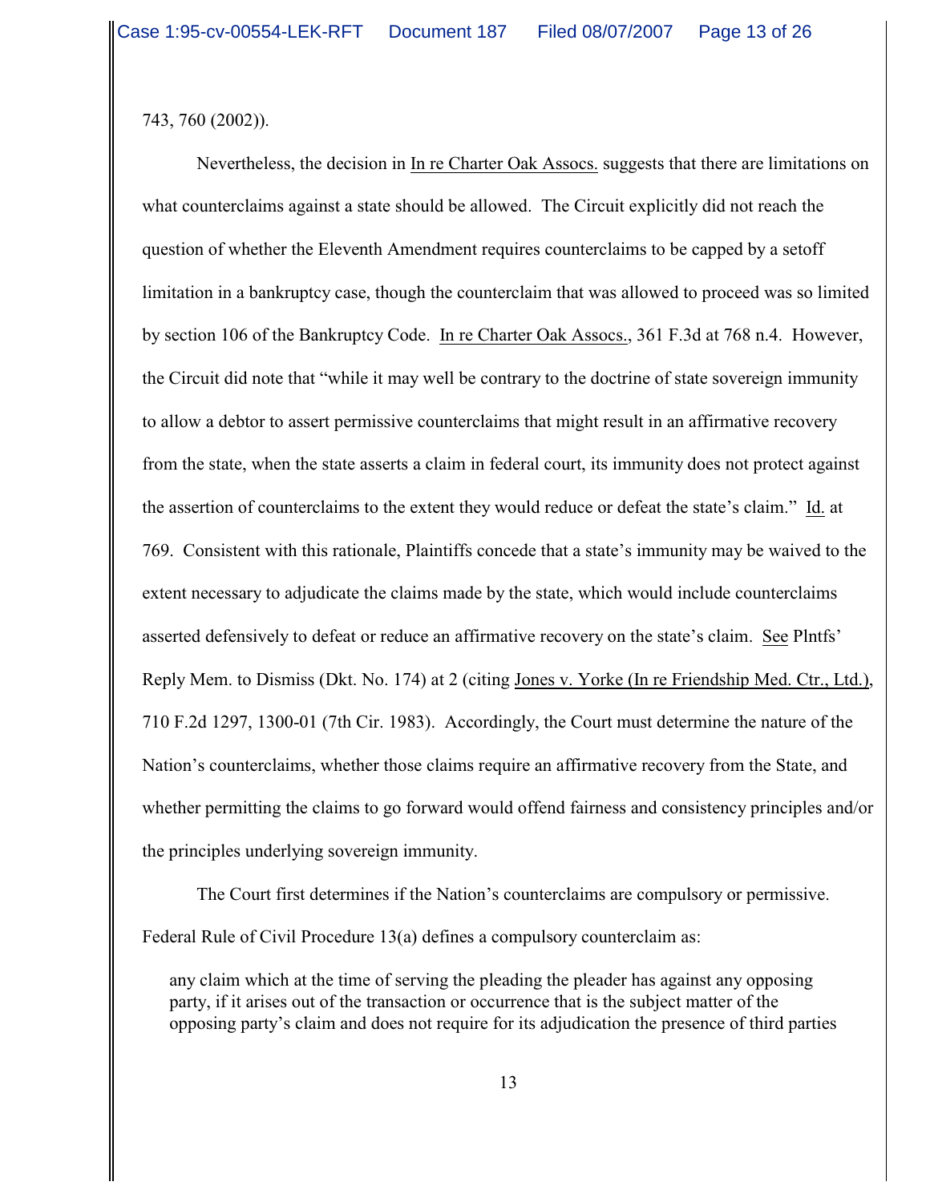743, 760 (2002)).

Nevertheless, the decision in In re Charter Oak Assocs. suggests that there are limitations on what counterclaims against a state should be allowed. The Circuit explicitly did not reach the question of whether the Eleventh Amendment requires counterclaims to be capped by a setoff limitation in a bankruptcy case, though the counterclaim that was allowed to proceed was so limited by section 106 of the Bankruptcy Code. In re Charter Oak Assocs., 361 F.3d at 768 n.4. However, the Circuit did note that "while it may well be contrary to the doctrine of state sovereign immunity to allow a debtor to assert permissive counterclaims that might result in an affirmative recovery from the state, when the state asserts a claim in federal court, its immunity does not protect against the assertion of counterclaims to the extent they would reduce or defeat the state's claim." Id. at 769. Consistent with this rationale, Plaintiffs concede that a state's immunity may be waived to the extent necessary to adjudicate the claims made by the state, which would include counterclaims asserted defensively to defeat or reduce an affirmative recovery on the state's claim. See Plntfs' Reply Mem. to Dismiss (Dkt. No. 174) at 2 (citing Jones v. Yorke (In re Friendship Med. Ctr., Ltd.), 710 F.2d 1297, 1300-01 (7th Cir. 1983). Accordingly, the Court must determine the nature of the Nation's counterclaims, whether those claims require an affirmative recovery from the State, and whether permitting the claims to go forward would offend fairness and consistency principles and/or the principles underlying sovereign immunity.

The Court first determines if the Nation's counterclaims are compulsory or permissive. Federal Rule of Civil Procedure 13(a) defines a compulsory counterclaim as:

> any claim which at the time of serving the pleading the pleader has against any opposing party, if it arises out of the transaction or occurrence that is the subject matter of the opposing party's claim and does not require for its adjudication the presence of third parties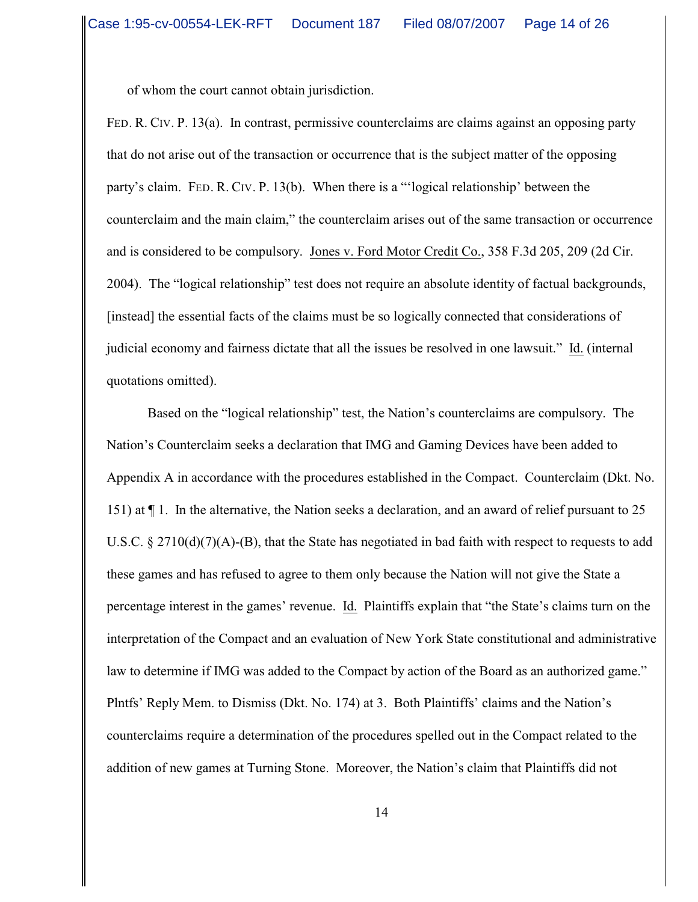of whom the court cannot obtain jurisdiction.

FED. R. CIV. P. 13(a). In contrast, permissive counterclaims are claims against an opposing party that do not arise out of the transaction or occurrence that is the subject matter of the opposing party's claim. FED. R. CIV. P. 13(b). When there is a "'logical relationship' between the counterclaim and the main claim," the counterclaim arises out of the same transaction or occurrence and is considered to be compulsory. Jones v. Ford Motor Credit Co., 358 F.3d 205, 209 (2d Cir. 2004). The "logical relationship" test does not require an absolute identity of factual backgrounds, [instead] the essential facts of the claims must be so logically connected that considerations of judicial economy and fairness dictate that all the issues be resolved in one lawsuit." Id. (internal quotations omitted).

Based on the "logical relationship" test, the Nation's counterclaims are compulsory. The Nation's Counterclaim seeks a declaration that IMG and Gaming Devices have been added to Appendix A in accordance with the procedures established in the Compact. Counterclaim (Dkt. No. 151) at ¶ 1. In the alternative, the Nation seeks a declaration, and an award of relief pursuant to 25 U.S.C. § 2710(d)(7)(A)-(B), that the State has negotiated in bad faith with respect to requests to add these games and has refused to agree to them only because the Nation will not give the State a percentage interest in the games' revenue. Id. Plaintiffs explain that "the State's claims turn on the interpretation of the Compact and an evaluation of New York State constitutional and administrative law to determine if IMG was added to the Compact by action of the Board as an authorized game." Plntfs' Reply Mem. to Dismiss (Dkt. No. 174) at 3. Both Plaintiffs' claims and the Nation's counterclaims require a determination of the procedures spelled out in the Compact related to the addition of new games at Turning Stone. Moreover, the Nation's claim that Plaintiffs did not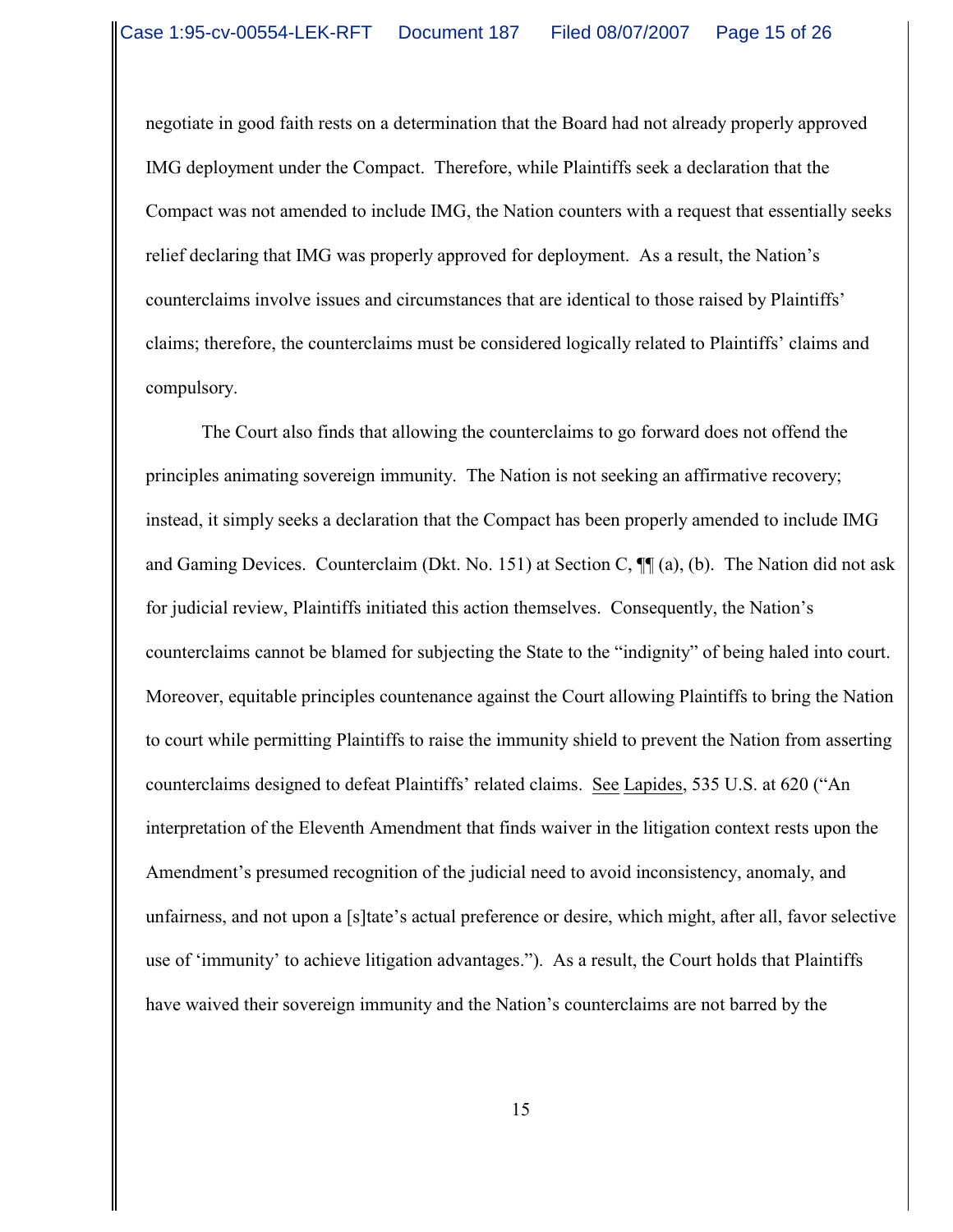negotiate in good faith rests on a determination that the Board had not already properly approved IMG deployment under the Compact. Therefore, while Plaintiffs seek a declaration that the Compact was not amended to include IMG, the Nation counters with a request that essentially seeks relief declaring that IMG was properly approved for deployment. As a result, the Nation's counterclaims involve issues and circumstances that are identical to those raised by Plaintiffs' claims; therefore, the counterclaims must be considered logically related to Plaintiffs' claims and compulsory.

The Court also finds that allowing the counterclaims to go forward does not offend the principles animating sovereign immunity. The Nation is not seeking an affirmative recovery; instead, it simply seeks a declaration that the Compact has been properly amended to include IMG and Gaming Devices. Counterclaim (Dkt. No. 151) at Section C, ¶¶ (a), (b). The Nation did not ask for judicial review, Plaintiffs initiated this action themselves. Consequently, the Nation's counterclaims cannot be blamed for subjecting the State to the "indignity" of being haled into court. Moreover, equitable principles countenance against the Court allowing Plaintiffs to bring the Nation to court while permitting Plaintiffs to raise the immunity shield to prevent the Nation from asserting counterclaims designed to defeat Plaintiffs' related claims. See Lapides, 535 U.S. at 620 ("An interpretation of the Eleventh Amendment that finds waiver in the litigation context rests upon the Amendment's presumed recognition of the judicial need to avoid inconsistency, anomaly, and unfairness, and not upon a [s]tate's actual preference or desire, which might, after all, favor selective use of 'immunity' to achieve litigation advantages."). As a result, the Court holds that Plaintiffs have waived their sovereign immunity and the Nation's counterclaims are not barred by the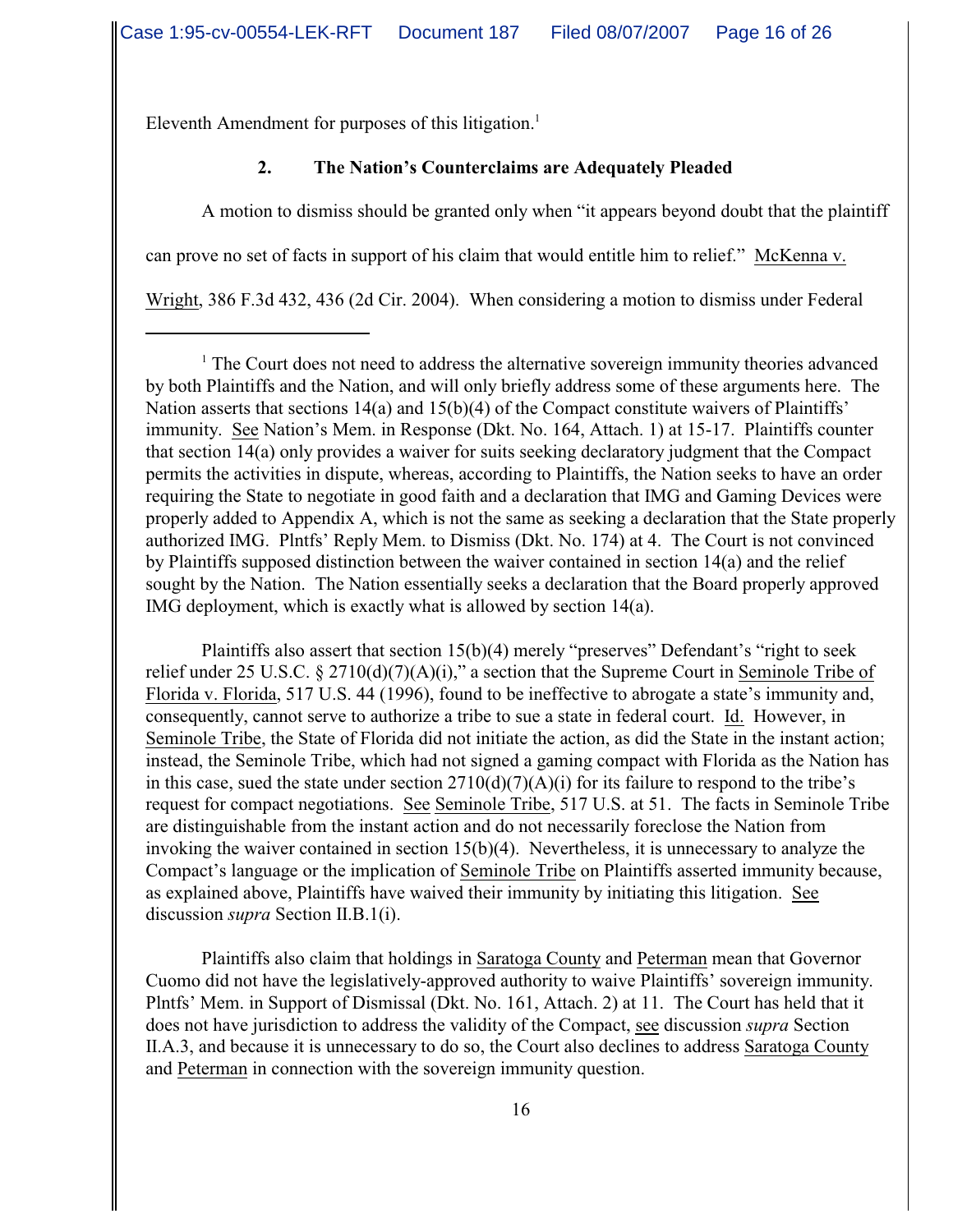Eleventh Amendment for purposes of this litigation.[1]

### 2. The Nation's Counterclaims are Adequately Pleaded

A motion to dismiss should be granted only when "it appears beyond doubt that the plaintiff can prove no set of facts in support of his claim that would entitle him to relief." McKenna v. Wright, 386 F.3d 432, 436 (2d Cir. 2004). When considering a motion to dismiss under Federal

---

[1] The Court does not need to address the alternative sovereign immunity theories advanced by both Plaintiffs and the Nation, and will only briefly address some of these arguments here. The Nation asserts that sections 14(a) and 15(b)(4) of the Compact constitute waivers of Plaintiffs' immunity. See Nation's Mem. in Response (Dkt. No. 164, Attach. 1) at 15-17. Plaintiffs counter that section 14(a) only provides a waiver for suits seeking declaratory judgment that the Compact permits the activities in dispute, whereas, according to Plaintiffs, the Nation seeks to have an order requiring the State to negotiate in good faith and a declaration that IMG and Gaming Devices were properly added to Appendix A, which is not the same as seeking a declaration that the State properly authorized IMG. Plntfs' Reply Mem. to Dismiss (Dkt. No. 174) at 4. The Court is not convinced by Plaintiffs supposed distinction between the waiver contained in section 14(a) and the relief sought by the Nation. The Nation essentially seeks a declaration that the Board properly approved IMG deployment, which is exactly what is allowed by section 14(a).

Plaintiffs also assert that section 15(b)(4) merely "preserves" Defendant's "right to seek relief under 25 U.S.C. § 2710(d)(7)(A)(i)," a section that the Supreme Court in Seminole Tribe of Florida v. Florida, 517 U.S. 44 (1996), found to be ineffective to abrogate a state's immunity and, consequently, cannot serve to authorize a tribe to sue a state in federal court. Id. However, in Seminole Tribe, the State of Florida did not initiate the action, as did the State in the instant action; instead, the Seminole Tribe, which had not signed a gaming compact with Florida as the Nation has in this case, sued the state under section 2710(d)(7)(A)(i) for its failure to respond to the tribe's request for compact negotiations. See Seminole Tribe, 517 U.S. at 51. The facts in Seminole Tribe are distinguishable from the instant action and do not necessarily foreclose the Nation from invoking the waiver contained in section 15(b)(4). Nevertheless, it is unnecessary to analyze the Compact's language or the implication of Seminole Tribe on Plaintiffs asserted immunity because, as explained above, Plaintiffs have waived their immunity by initiating this litigation. See discussion *supra* Section II.B.1(i).

Plaintiffs also claim that holdings in Saratoga County and Peterman mean that Governor Cuomo did not have the legislatively-approved authority to waive Plaintiffs' sovereign immunity. Plntfs' Mem. in Support of Dismissal (Dkt. No. 161, Attach. 2) at 11. The Court has held that it does not have jurisdiction to address the validity of the Compact, see discussion *supra* Section II.A.3, and because it is unnecessary to do so, the Court also declines to address Saratoga County and Peterman in connection with the sovereign immunity question.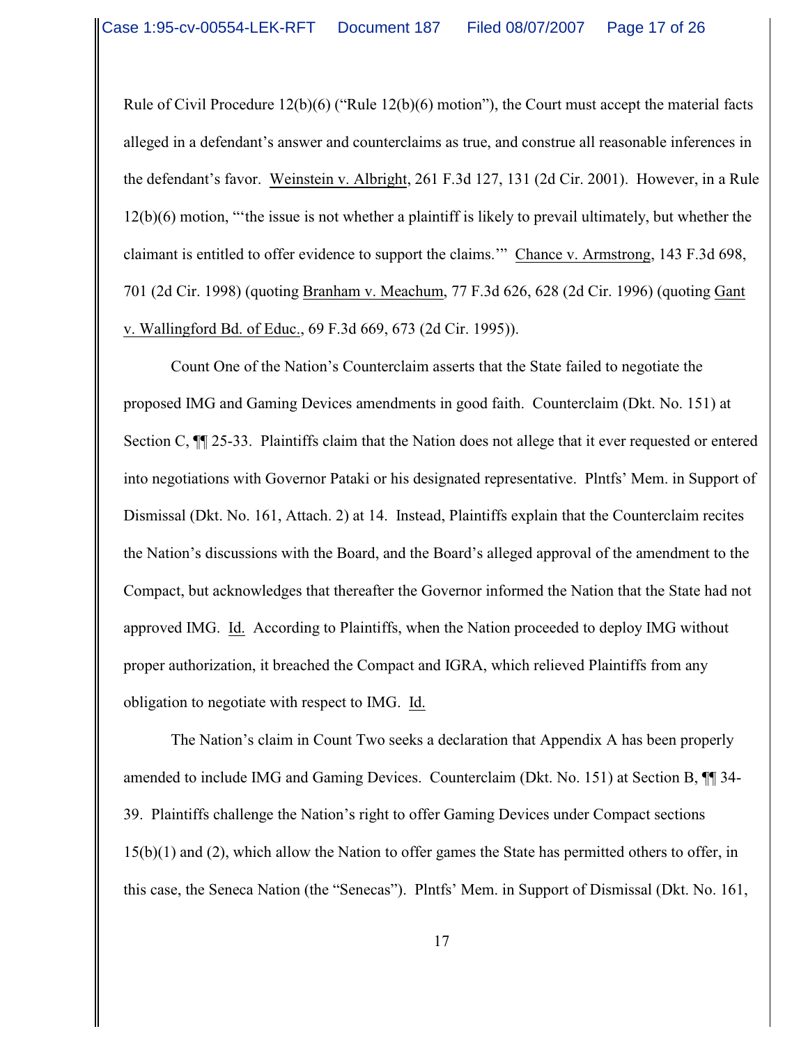Rule of Civil Procedure 12(b)(6) ("Rule 12(b)(6) motion"), the Court must accept the material facts alleged in a defendant's answer and counterclaims as true, and construe all reasonable inferences in the defendant's favor. Weinstein v. Albright, 261 F.3d 127, 131 (2d Cir. 2001). However, in a Rule 12(b)(6) motion, "'the issue is not whether a plaintiff is likely to prevail ultimately, but whether the claimant is entitled to offer evidence to support the claims.'" Chance v. Armstrong, 143 F.3d 698, 701 (2d Cir. 1998) (quoting Branham v. Meachum, 77 F.3d 626, 628 (2d Cir. 1996) (quoting Gant v. Wallingford Bd. of Educ., 69 F.3d 669, 673 (2d Cir. 1995)).

Count One of the Nation's Counterclaim asserts that the State failed to negotiate the proposed IMG and Gaming Devices amendments in good faith. Counterclaim (Dkt. No. 151) at Section C, ¶¶ 25-33. Plaintiffs claim that the Nation does not allege that it ever requested or entered into negotiations with Governor Pataki or his designated representative. Plntfs' Mem. in Support of Dismissal (Dkt. No. 161, Attach. 2) at 14. Instead, Plaintiffs explain that the Counterclaim recites the Nation's discussions with the Board, and the Board's alleged approval of the amendment to the Compact, but acknowledges that thereafter the Governor informed the Nation that the State had not approved IMG. Id. According to Plaintiffs, when the Nation proceeded to deploy IMG without proper authorization, it breached the Compact and IGRA, which relieved Plaintiffs from any obligation to negotiate with respect to IMG. Id.

The Nation's claim in Count Two seeks a declaration that Appendix A has been properly amended to include IMG and Gaming Devices. Counterclaim (Dkt. No. 151) at Section B, ¶¶ 34-39. Plaintiffs challenge the Nation's right to offer Gaming Devices under Compact sections 15(b)(1) and (2), which allow the Nation to offer games the State has permitted others to offer, in this case, the Seneca Nation (the "Senecas"). Plntfs' Mem. in Support of Dismissal (Dkt. No. 161,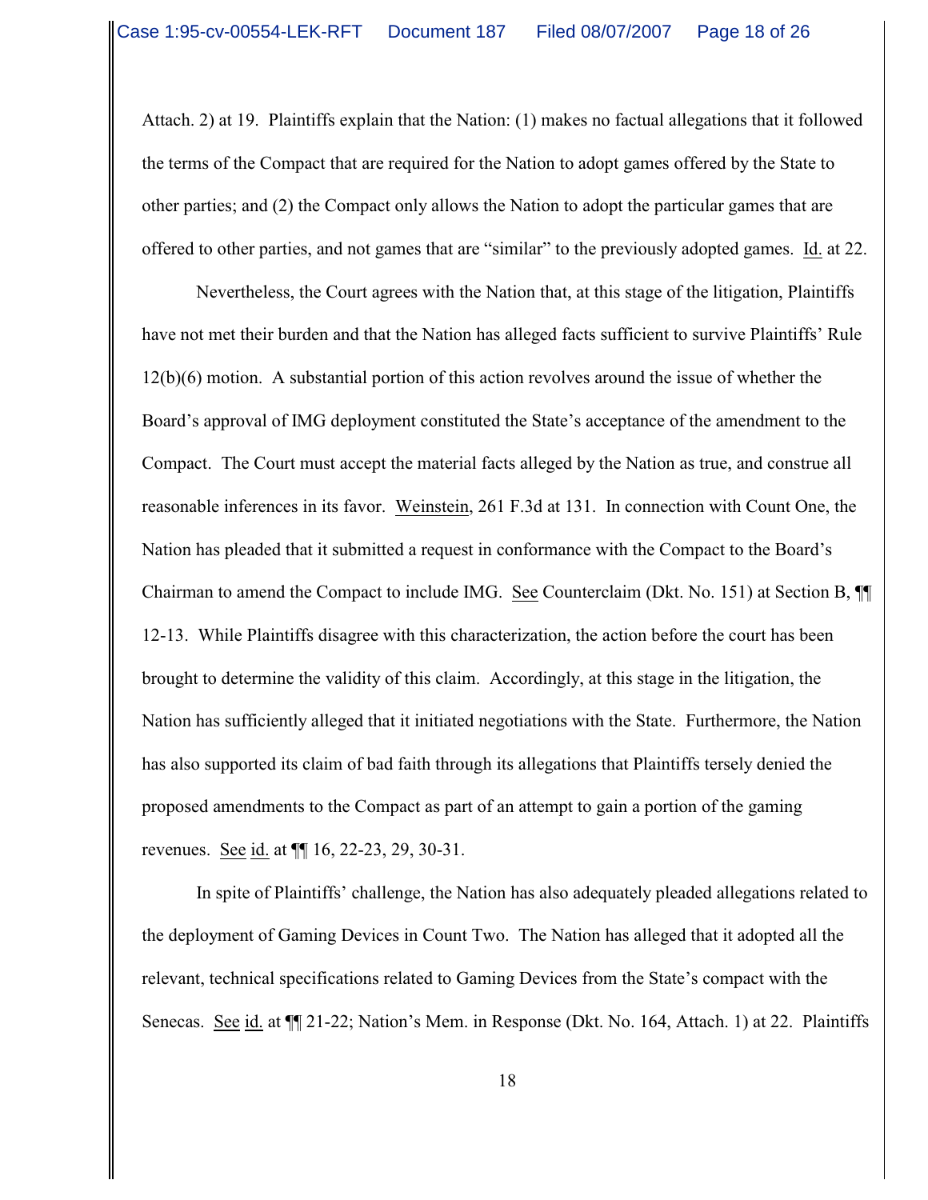Attach. 2) at 19. Plaintiffs explain that the Nation: (1) makes no factual allegations that it followed the terms of the Compact that are required for the Nation to adopt games offered by the State to other parties; and (2) the Compact only allows the Nation to adopt the particular games that are offered to other parties, and not games that are "similar" to the previously adopted games. Id. at 22.

Nevertheless, the Court agrees with the Nation that, at this stage of the litigation, Plaintiffs have not met their burden and that the Nation has alleged facts sufficient to survive Plaintiffs' Rule 12(b)(6) motion. A substantial portion of this action revolves around the issue of whether the Board's approval of IMG deployment constituted the State's acceptance of the amendment to the Compact. The Court must accept the material facts alleged by the Nation as true, and construe all reasonable inferences in its favor. Weinstein, 261 F.3d at 131. In connection with Count One, the Nation has pleaded that it submitted a request in conformance with the Compact to the Board's Chairman to amend the Compact to include IMG. See Counterclaim (Dkt. No. 151) at Section B, ¶¶ 12-13. While Plaintiffs disagree with this characterization, the action before the court has been brought to determine the validity of this claim. Accordingly, at this stage in the litigation, the Nation has sufficiently alleged that it initiated negotiations with the State. Furthermore, the Nation has also supported its claim of bad faith through its allegations that Plaintiffs tersely denied the proposed amendments to the Compact as part of an attempt to gain a portion of the gaming revenues. See id. at ¶¶ 16, 22-23, 29, 30-31.

In spite of Plaintiffs' challenge, the Nation has also adequately pleaded allegations related to the deployment of Gaming Devices in Count Two. The Nation has alleged that it adopted all the relevant, technical specifications related to Gaming Devices from the State's compact with the Senecas. See id. at ¶¶ 21-22; Nation's Mem. in Response (Dkt. No. 164, Attach. 1) at 22. Plaintiffs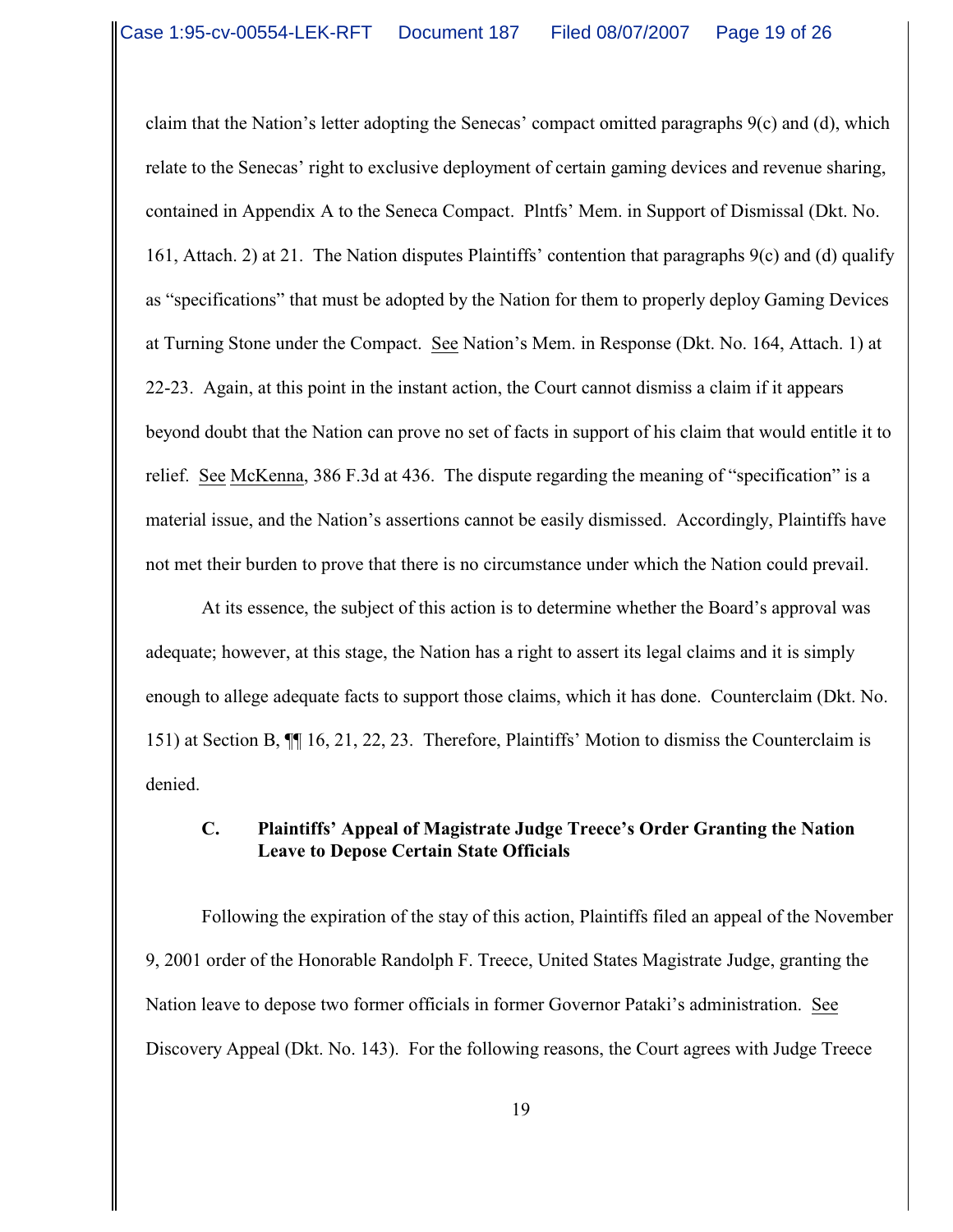claim that the Nation's letter adopting the Senecas' compact omitted paragraphs 9(c) and (d), which relate to the Senecas' right to exclusive deployment of certain gaming devices and revenue sharing, contained in Appendix A to the Seneca Compact. Plntfs' Mem. in Support of Dismissal (Dkt. No. 161, Attach. 2) at 21. The Nation disputes Plaintiffs' contention that paragraphs 9(c) and (d) qualify as "specifications" that must be adopted by the Nation for them to properly deploy Gaming Devices at Turning Stone under the Compact. See Nation's Mem. in Response (Dkt. No. 164, Attach. 1) at 22-23. Again, at this point in the instant action, the Court cannot dismiss a claim if it appears beyond doubt that the Nation can prove no set of facts in support of his claim that would entitle it to relief. See McKenna, 386 F.3d at 436. The dispute regarding the meaning of "specification" is a material issue, and the Nation's assertions cannot be easily dismissed. Accordingly, Plaintiffs have not met their burden to prove that there is no circumstance under which the Nation could prevail.

At its essence, the subject of this action is to determine whether the Board's approval was adequate; however, at this stage, the Nation has a right to assert its legal claims and it is simply enough to allege adequate facts to support those claims, which it has done. Counterclaim (Dkt. No. 151) at Section B, ¶¶ 16, 21, 22, 23. Therefore, Plaintiffs' Motion to dismiss the Counterclaim is denied.

### C. Plaintiffs' Appeal of Magistrate Judge Treece's Order Granting the Nation Leave to Depose Certain State Officials

Following the expiration of the stay of this action, Plaintiffs filed an appeal of the November 9, 2001 order of the Honorable Randolph F. Treece, United States Magistrate Judge, granting the Nation leave to depose two former officials in former Governor Pataki's administration. See Discovery Appeal (Dkt. No. 143). For the following reasons, the Court agrees with Judge Treece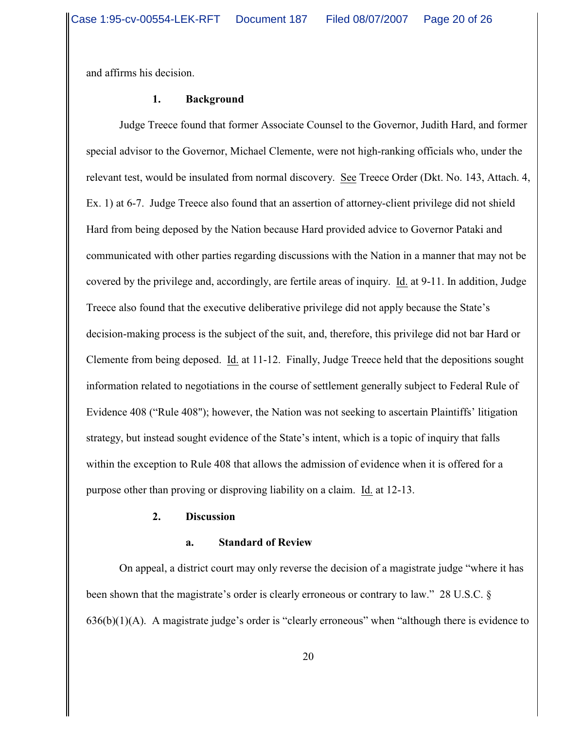and affirms his decision.

### 1. Background

Judge Treece found that former Associate Counsel to the Governor, Judith Hard, and former special advisor to the Governor, Michael Clemente, were not high-ranking officials who, under the relevant test, would be insulated from normal discovery. See Treece Order (Dkt. No. 143, Attach. 4, Ex. 1) at 6-7. Judge Treece also found that an assertion of attorney-client privilege did not shield Hard from being deposed by the Nation because Hard provided advice to Governor Pataki and communicated with other parties regarding discussions with the Nation in a manner that may not be covered by the privilege and, accordingly, are fertile areas of inquiry. Id. at 9-11. In addition, Judge Treece also found that the executive deliberative privilege did not apply because the State's decision-making process is the subject of the suit, and, therefore, this privilege did not bar Hard or Clemente from being deposed. Id. at 11-12. Finally, Judge Treece held that the depositions sought information related to negotiations in the course of settlement generally subject to Federal Rule of Evidence 408 ("Rule 408"); however, the Nation was not seeking to ascertain Plaintiffs' litigation strategy, but instead sought evidence of the State's intent, which is a topic of inquiry that falls within the exception to Rule 408 that allows the admission of evidence when it is offered for a purpose other than proving or disproving liability on a claim. Id. at 12-13.

### 2. Discussion

#### a. Standard of Review

On appeal, a district court may only reverse the decision of a magistrate judge "where it has been shown that the magistrate's order is clearly erroneous or contrary to law." 28 U.S.C. § 636(b)(1)(A). A magistrate judge's order is "clearly erroneous" when "although there is evidence to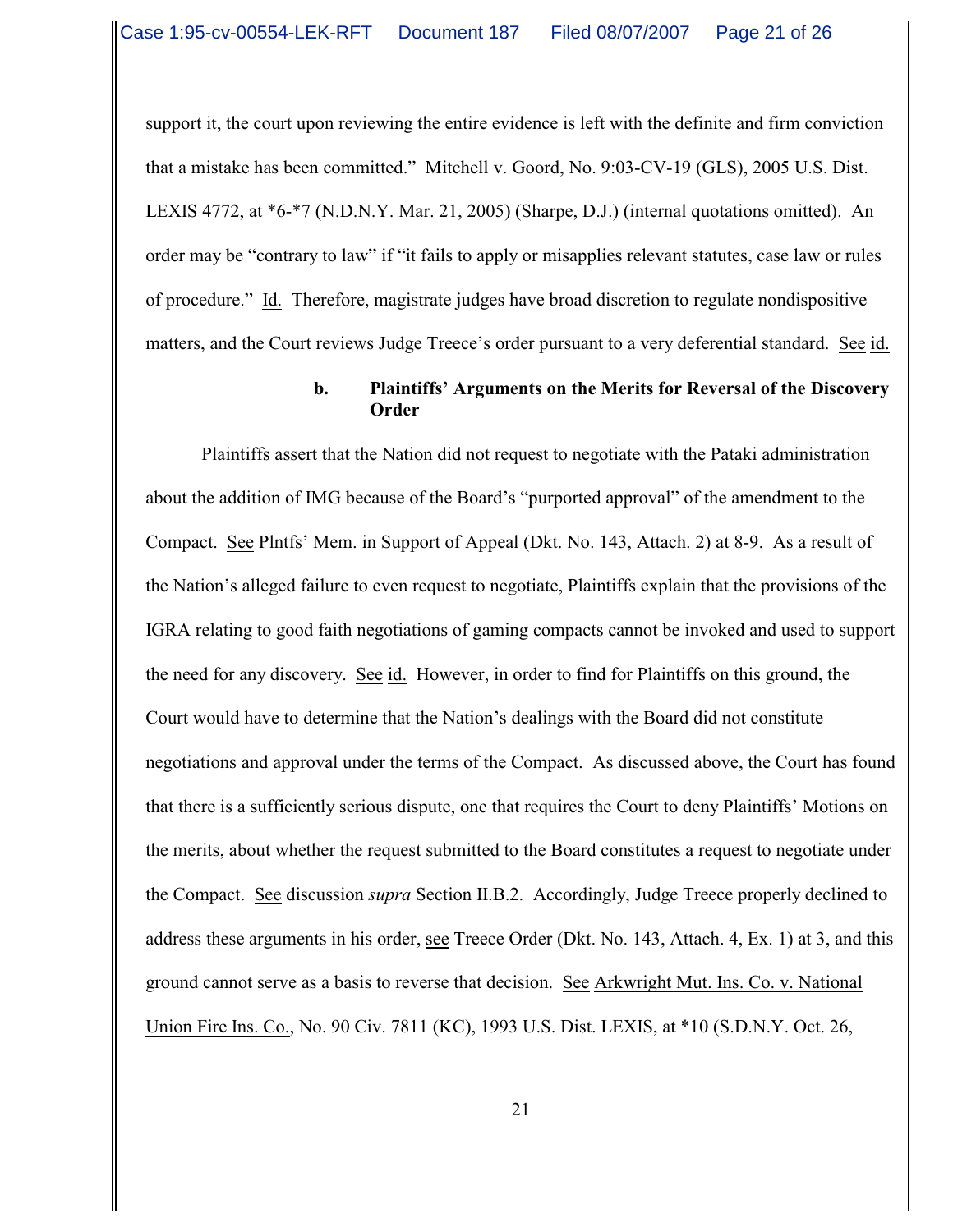support it, the court upon reviewing the entire evidence is left with the definite and firm conviction that a mistake has been committed." Mitchell v. Goord, No. 9:03-CV-19 (GLS), 2005 U.S. Dist. LEXIS 4772, at *6-*7 (N.D.N.Y. Mar. 21, 2005) (Sharpe, D.J.) (internal quotations omitted). An order may be "contrary to law" if "it fails to apply or misapplies relevant statutes, case law or rules of procedure." Id. Therefore, magistrate judges have broad discretion to regulate nondispositive matters, and the Court reviews Judge Treece's order pursuant to a very deferential standard. See id.

**b. Plaintiffs' Arguments on the Merits for Reversal of the Discovery Order**

Plaintiffs assert that the Nation did not request to negotiate with the Pataki administration about the addition of IMG because of the Board's "purported approval" of the amendment to the Compact. See Plntfs' Mem. in Support of Appeal (Dkt. No. 143, Attach. 2) at 8-9. As a result of the Nation's alleged failure to even request to negotiate, Plaintiffs explain that the provisions of the IGRA relating to good faith negotiations of gaming compacts cannot be invoked and used to support the need for any discovery. See id. However, in order to find for Plaintiffs on this ground, the Court would have to determine that the Nation's dealings with the Board did not constitute negotiations and approval under the terms of the Compact. As discussed above, the Court has found that there is a sufficiently serious dispute, one that requires the Court to deny Plaintiffs' Motions on the merits, about whether the request submitted to the Board constitutes a request to negotiate under the Compact. See discussion *supra* Section II.B.2. Accordingly, Judge Treece properly declined to address these arguments in his order, see Treece Order (Dkt. No. 143, Attach. 4, Ex. 1) at 3, and this ground cannot serve as a basis to reverse that decision. See Arkwright Mut. Ins. Co. v. National Union Fire Ins. Co., No. 90 Civ. 7811 (KC), 1993 U.S. Dist. LEXIS, at *10 (S.D.N.Y. Oct. 26,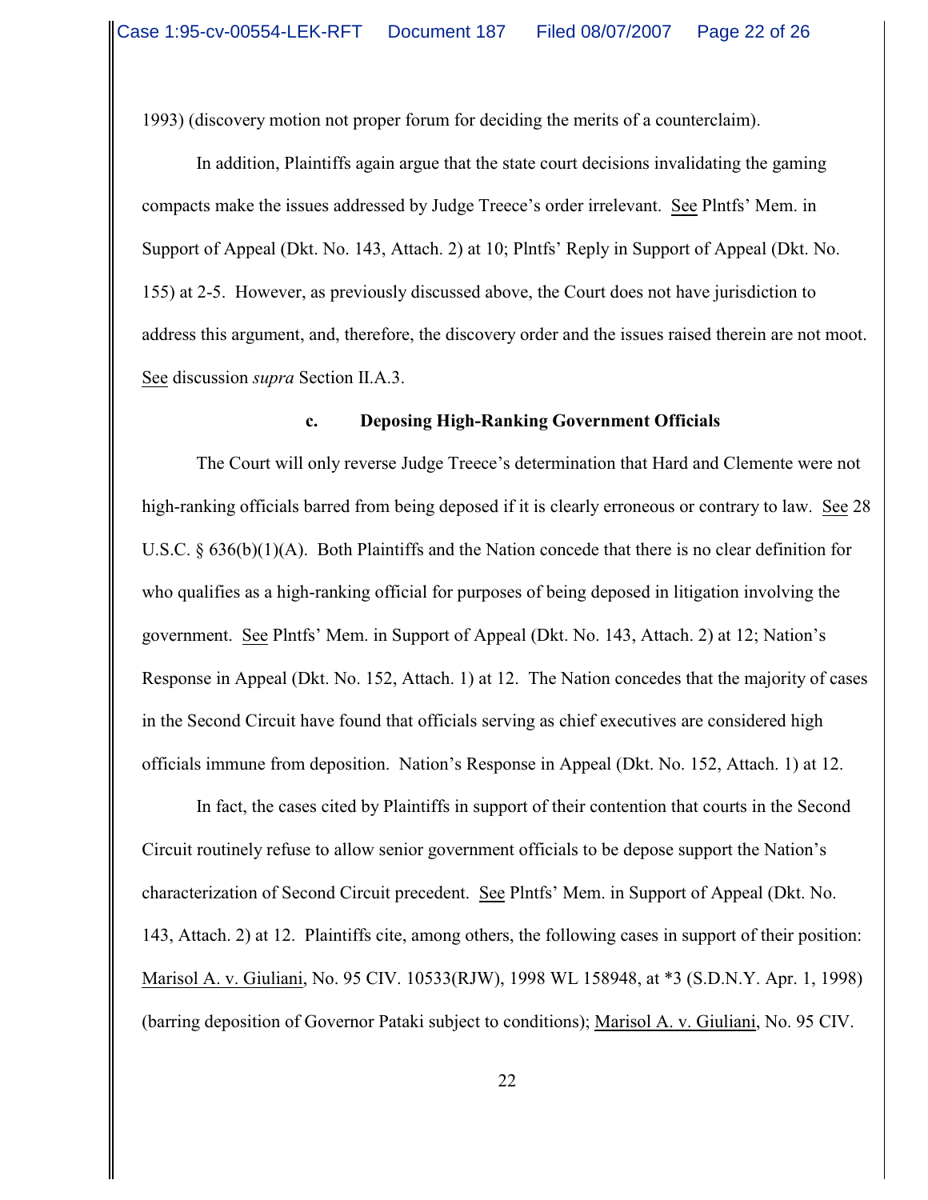1993) (discovery motion not proper forum for deciding the merits of a counterclaim).

In addition, Plaintiffs again argue that the state court decisions invalidating the gaming compacts make the issues addressed by Judge Treece's order irrelevant. See Plntfs' Mem. in Support of Appeal (Dkt. No. 143, Attach. 2) at 10; Plntfs' Reply in Support of Appeal (Dkt. No. 155) at 2-5. However, as previously discussed above, the Court does not have jurisdiction to address this argument, and, therefore, the discovery order and the issues raised therein are not moot. See discussion *supra* Section II.A.3.

#### c. Deposing High-Ranking Government Officials

The Court will only reverse Judge Treece's determination that Hard and Clemente were not high-ranking officials barred from being deposed if it is clearly erroneous or contrary to law. See 28 U.S.C. § 636(b)(1)(A). Both Plaintiffs and the Nation concede that there is no clear definition for who qualifies as a high-ranking official for purposes of being deposed in litigation involving the government. See Plntfs' Mem. in Support of Appeal (Dkt. No. 143, Attach. 2) at 12; Nation's Response in Appeal (Dkt. No. 152, Attach. 1) at 12. The Nation concedes that the majority of cases in the Second Circuit have found that officials serving as chief executives are considered high officials immune from deposition. Nation's Response in Appeal (Dkt. No. 152, Attach. 1) at 12.

In fact, the cases cited by Plaintiffs in support of their contention that courts in the Second Circuit routinely refuse to allow senior government officials to be depose support the Nation's characterization of Second Circuit precedent. See Plntfs' Mem. in Support of Appeal (Dkt. No. 143, Attach. 2) at 12. Plaintiffs cite, among others, the following cases in support of their position: Marisol A. v. Giuliani, No. 95 CIV. 10533(RJW), 1998 WL 158948, at *3 (S.D.N.Y. Apr. 1, 1998) (barring deposition of Governor Pataki subject to conditions); Marisol A. v. Giuliani, No. 95 CIV.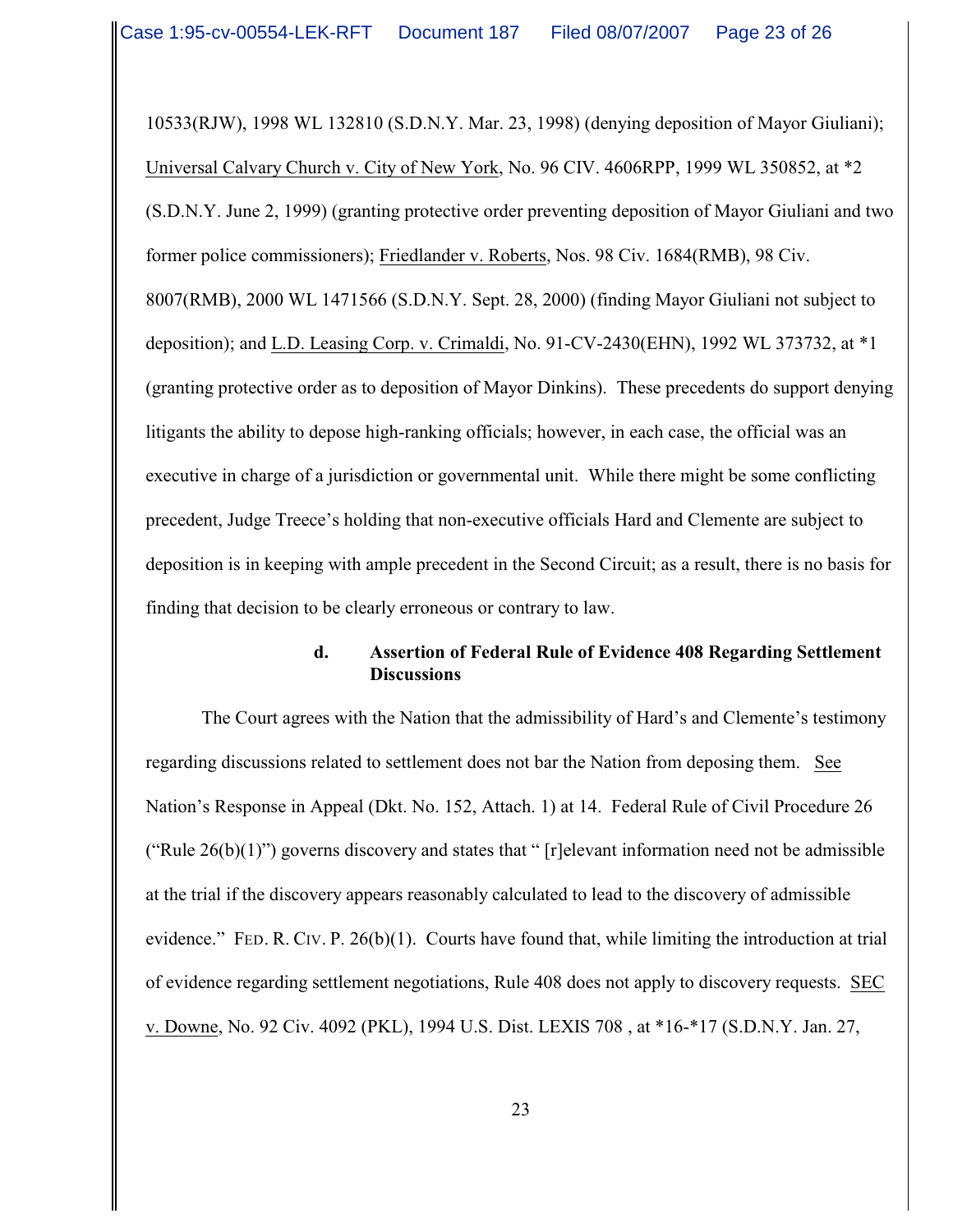10533(RJW), 1998 WL 132810 (S.D.N.Y. Mar. 23, 1998) (denying deposition of Mayor Giuliani); Universal Calvary Church v. City of New York, No. 96 CIV. 4606RPP, 1999 WL 350852, at *2 (S.D.N.Y. June 2, 1999) (granting protective order preventing deposition of Mayor Giuliani and two former police commissioners); Friedlander v. Roberts, Nos. 98 Civ. 1684(RMB), 98 Civ. 8007(RMB), 2000 WL 1471566 (S.D.N.Y. Sept. 28, 2000) (finding Mayor Giuliani not subject to deposition); and L.D. Leasing Corp. v. Crimaldi, No. 91-CV-2430(EHN), 1992 WL 373732, at *1 (granting protective order as to deposition of Mayor Dinkins). These precedents do support denying litigants the ability to depose high-ranking officials; however, in each case, the official was an executive in charge of a jurisdiction or governmental unit. While there might be some conflicting precedent, Judge Treece's holding that non-executive officials Hard and Clemente are subject to deposition is in keeping with ample precedent in the Second Circuit; as a result, there is no basis for finding that decision to be clearly erroneous or contrary to law.

**d. Assertion of Federal Rule of Evidence 408 Regarding Settlement Discussions**

The Court agrees with the Nation that the admissibility of Hard's and Clemente's testimony regarding discussions related to settlement does not bar the Nation from deposing them. See Nation's Response in Appeal (Dkt. No. 152, Attach. 1) at 14. Federal Rule of Civil Procedure 26 ("Rule 26(b)(1)") governs discovery and states that " [r]elevant information need not be admissible at the trial if the discovery appears reasonably calculated to lead to the discovery of admissible evidence." FED. R. CIV. P. 26(b)(1). Courts have found that, while limiting the introduction at trial of evidence regarding settlement negotiations, Rule 408 does not apply to discovery requests. SEC v. Downe, No. 92 Civ. 4092 (PKL), 1994 U.S. Dist. LEXIS 708 , at *16-*17 (S.D.N.Y. Jan. 27,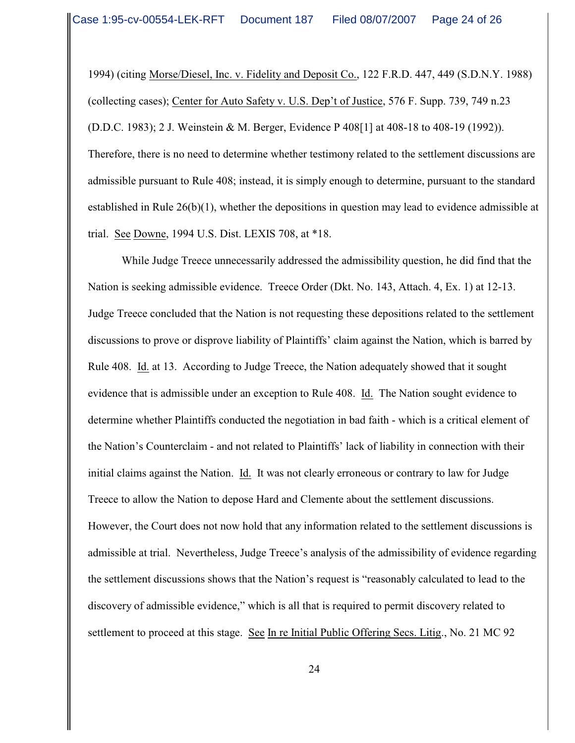1994) (citing Morse/Diesel, Inc. v. Fidelity and Deposit Co., 122 F.R.D. 447, 449 (S.D.N.Y. 1988) (collecting cases); Center for Auto Safety v. U.S. Dep't of Justice, 576 F. Supp. 739, 749 n.23 (D.D.C. 1983); 2 J. Weinstein & M. Berger, Evidence P 408[1] at 408-18 to 408-19 (1992)). Therefore, there is no need to determine whether testimony related to the settlement discussions are admissible pursuant to Rule 408; instead, it is simply enough to determine, pursuant to the standard established in Rule 26(b)(1), whether the depositions in question may lead to evidence admissible at trial. See Downe, 1994 U.S. Dist. LEXIS 708, at *18.

While Judge Treece unnecessarily addressed the admissibility question, he did find that the Nation is seeking admissible evidence. Treece Order (Dkt. No. 143, Attach. 4, Ex. 1) at 12-13. Judge Treece concluded that the Nation is not requesting these depositions related to the settlement discussions to prove or disprove liability of Plaintiffs' claim against the Nation, which is barred by Rule 408. Id. at 13. According to Judge Treece, the Nation adequately showed that it sought evidence that is admissible under an exception to Rule 408. Id. The Nation sought evidence to determine whether Plaintiffs conducted the negotiation in bad faith - which is a critical element of the Nation's Counterclaim - and not related to Plaintiffs' lack of liability in connection with their initial claims against the Nation. Id. It was not clearly erroneous or contrary to law for Judge Treece to allow the Nation to depose Hard and Clemente about the settlement discussions. However, the Court does not now hold that any information related to the settlement discussions is admissible at trial. Nevertheless, Judge Treece's analysis of the admissibility of evidence regarding the settlement discussions shows that the Nation's request is "reasonably calculated to lead to the discovery of admissible evidence," which is all that is required to permit discovery related to settlement to proceed at this stage. See In re Initial Public Offering Secs. Litig., No. 21 MC 92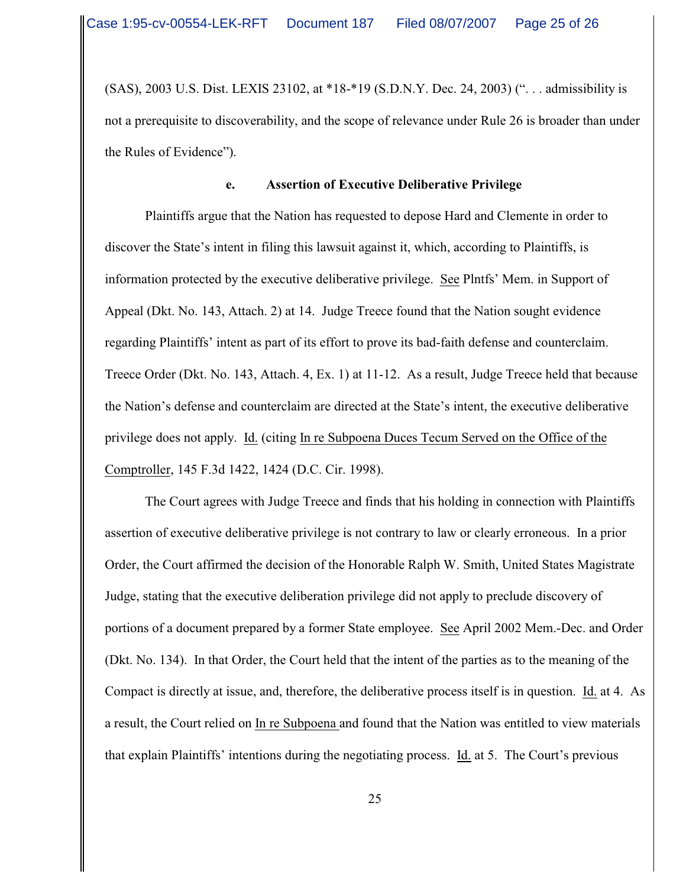(SAS), 2003 U.S. Dist. LEXIS 23102, at *18-*19 (S.D.N.Y. Dec. 24, 2003) (". . . admissibility is not a prerequisite to discoverability, and the scope of relevance under Rule 26 is broader than under the Rules of Evidence").

**e. Assertion of Executive Deliberative Privilege**

Plaintiffs argue that the Nation has requested to depose Hard and Clemente in order to discover the State's intent in filing this lawsuit against it, which, according to Plaintiffs, is information protected by the executive deliberative privilege. See Plntfs' Mem. in Support of Appeal (Dkt. No. 143, Attach. 2) at 14. Judge Treece found that the Nation sought evidence regarding Plaintiffs' intent as part of its effort to prove its bad-faith defense and counterclaim. Treece Order (Dkt. No. 143, Attach. 4, Ex. 1) at 11-12. As a result, Judge Treece held that because the Nation's defense and counterclaim are directed at the State's intent, the executive deliberative privilege does not apply. Id. (citing In re Subpoena Duces Tecum Served on the Office of the Comptroller, 145 F.3d 1422, 1424 (D.C. Cir. 1998).

The Court agrees with Judge Treece and finds that his holding in connection with Plaintiffs assertion of executive deliberative privilege is not contrary to law or clearly erroneous. In a prior Order, the Court affirmed the decision of the Honorable Ralph W. Smith, United States Magistrate Judge, stating that the executive deliberation privilege did not apply to preclude discovery of portions of a document prepared by a former State employee. See April 2002 Mem.-Dec. and Order (Dkt. No. 134). In that Order, the Court held that the intent of the parties as to the meaning of the Compact is directly at issue, and, therefore, the deliberative process itself is in question. Id. at 4. As a result, the Court relied on In re Subpoena and found that the Nation was entitled to view materials that explain Plaintiffs' intentions during the negotiating process. Id. at 5. The Court's previous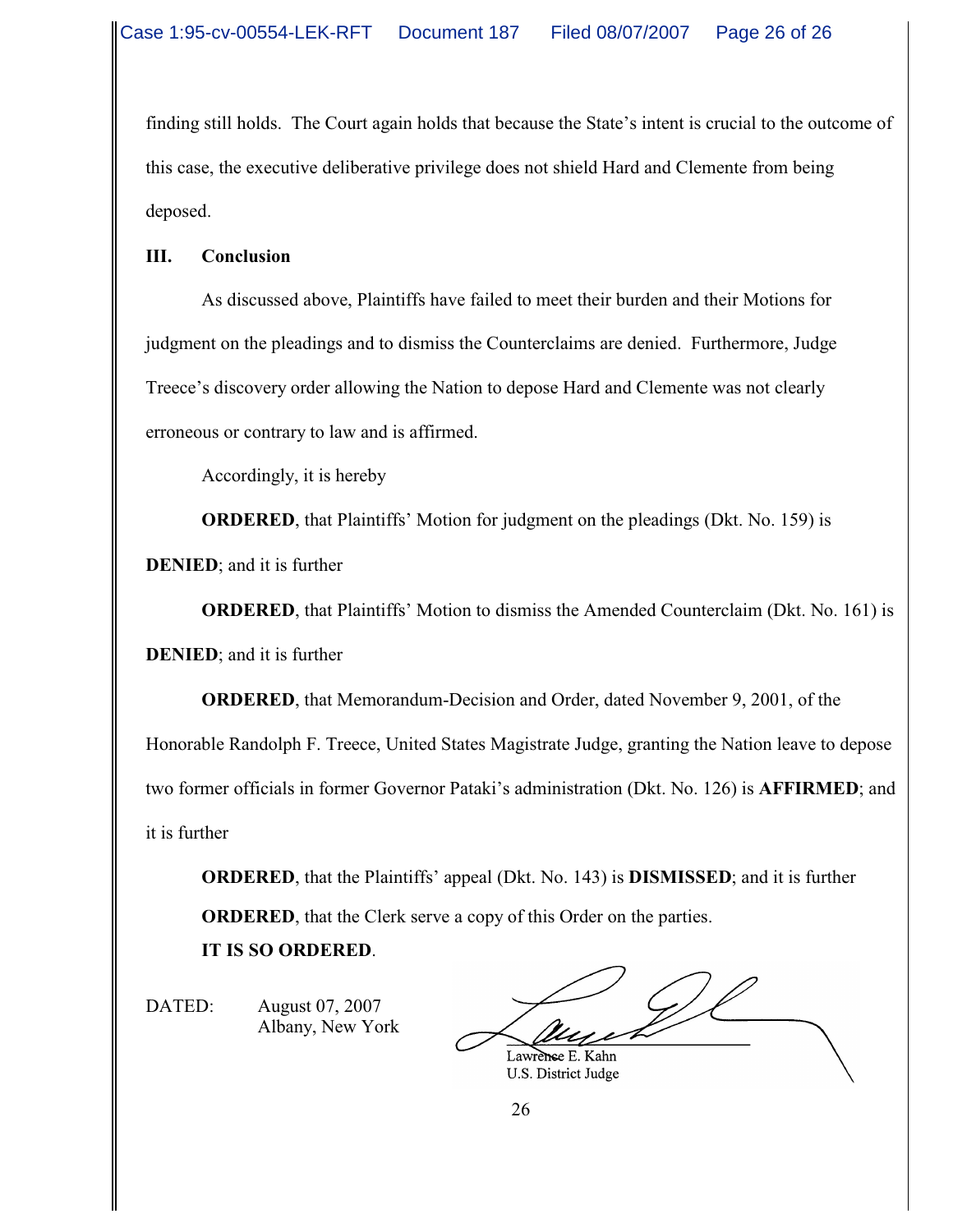finding still holds. The Court again holds that because the State's intent is crucial to the outcome of this case, the executive deliberative privilege does not shield Hard and Clemente from being deposed.

### III. Conclusion

As discussed above, Plaintiffs have failed to meet their burden and their Motions for judgment on the pleadings and to dismiss the Counterclaims are denied. Furthermore, Judge Treece's discovery order allowing the Nation to depose Hard and Clemente was not clearly erroneous or contrary to law and is affirmed.

Accordingly, it is hereby

**ORDERED**, that Plaintiffs' Motion for judgment on the pleadings (Dkt. No. 159) is **DENIED**; and it is further

**ORDERED**, that Plaintiffs' Motion to dismiss the Amended Counterclaim (Dkt. No. 161) is **DENIED**; and it is further

**ORDERED**, that Memorandum-Decision and Order, dated November 9, 2001, of the Honorable Randolph F. Treece, United States Magistrate Judge, granting the Nation leave to depose two former officials in former Governor Pataki's administration (Dkt. No. 126) is **AFFIRMED**; and it is further

**ORDERED**, that the Plaintiffs' appeal (Dkt. No. 143) is **DISMISSED**; and it is further

**ORDERED**, that the Clerk serve a copy of this Order on the parties.

**IT IS SO ORDERED**.

DATED: August 07, 2007
Albany, New York

Lawrence E. Kahn
U.S. District Judge